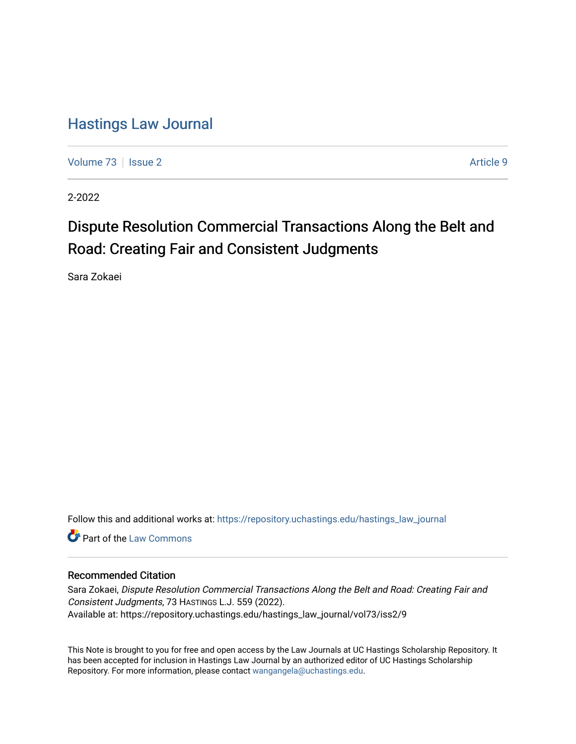# Hastings Law Journal

Volume 73 | Issue 2 | Article 9

2-2022

## Dispute Resolution Commercial Transactions Along the Belt and Road: Creating Fair and Consistent Judgments

Sara Zokaei

Follow this and additional works at: https://repository.uchastings.edu/hastings_law_journal

Part of the Law Commons

### Recommended Citation

Sara Zokaei, *Dispute Resolution Commercial Transactions Along the Belt and Road: Creating Fair and Consistent Judgments*, 73 HASTINGS L.J. 559 (2022).
Available at: https://repository.uchastings.edu/hastings_law_journal/vol73/iss2/9

This Note is brought to you for free and open access by the Law Journals at UC Hastings Scholarship Repository. It has been accepted for inclusion in Hastings Law Journal by an authorized editor of UC Hastings Scholarship Repository. For more information, please contact wangangela@uchastings.edu.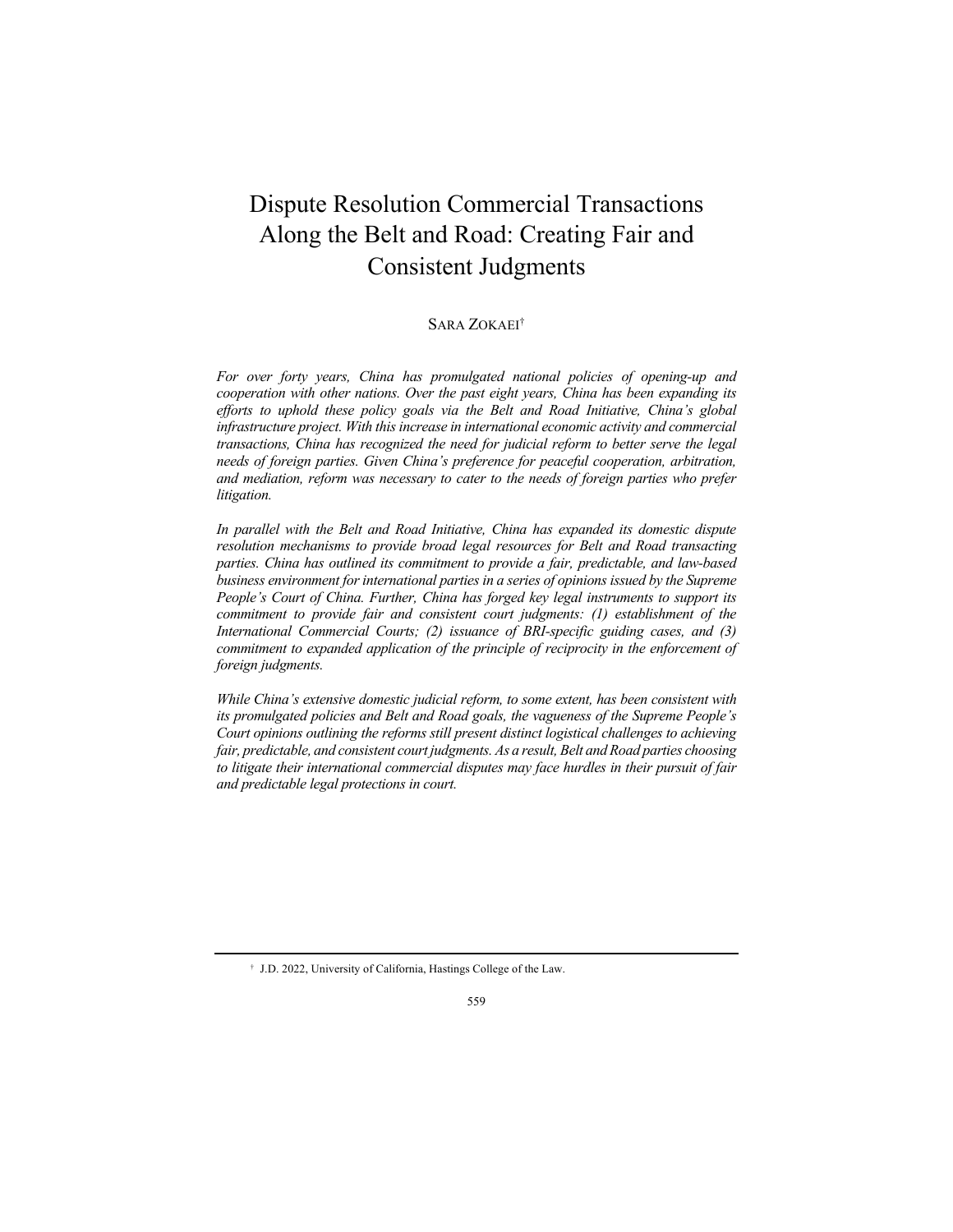# Dispute Resolution Commercial Transactions Along the Belt and Road: Creating Fair and Consistent Judgments

SARA ZOKAEI[†]

*For over forty years, China has promulgated national policies of opening-up and cooperation with other nations. Over the past eight years, China has been expanding its efforts to uphold these policy goals via the Belt and Road Initiative, China's global infrastructure project. With this increase in international economic activity and commercial transactions, China has recognized the need for judicial reform to better serve the legal needs of foreign parties. Given China's preference for peaceful cooperation, arbitration, and mediation, reform was necessary to cater to the needs of foreign parties who prefer litigation.*

*In parallel with the Belt and Road Initiative, China has expanded its domestic dispute resolution mechanisms to provide broad legal resources for Belt and Road transacting parties. China has outlined its commitment to provide a fair, predictable, and law-based business environment for international parties in a series of opinions issued by the Supreme People's Court of China. Further, China has forged key legal instruments to support its commitment to provide fair and consistent court judgments: (1) establishment of the International Commercial Courts; (2) issuance of BRI-specific guiding cases, and (3) commitment to expanded application of the principle of reciprocity in the enforcement of foreign judgments.*

*While China's extensive domestic judicial reform, to some extent, has been consistent with its promulgated policies and Belt and Road goals, the vagueness of the Supreme People's Court opinions outlining the reforms still present distinct logistical challenges to achieving fair, predictable, and consistent court judgments. As a result, Belt and Road parties choosing to litigate their international commercial disputes may face hurdles in their pursuit of fair and predictable legal protections in court.*

---

[†] J.D. 2022, University of California, Hastings College of the Law.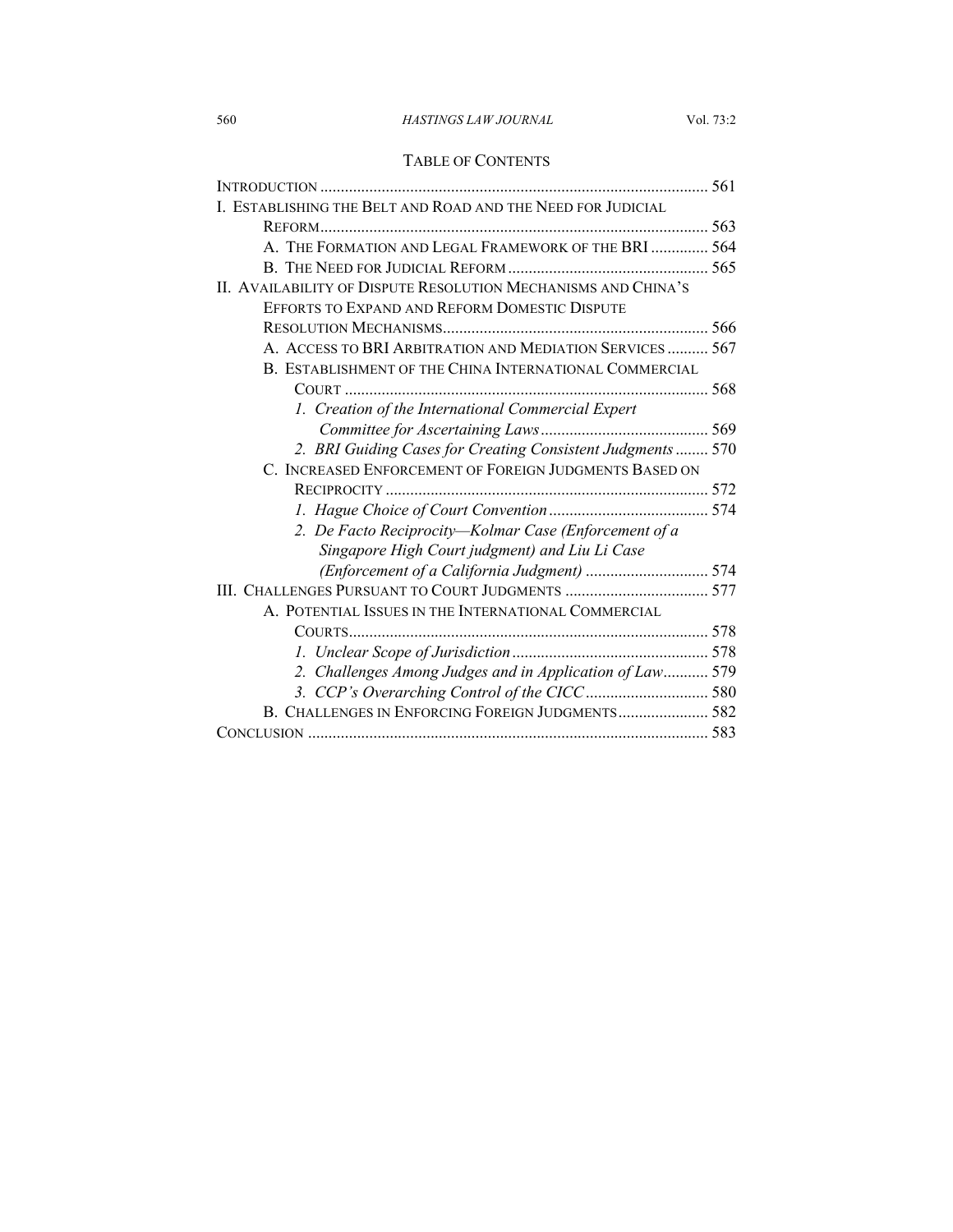## TABLE OF CONTENTS

INTRODUCTION .......... 561

I. ESTABLISHING THE BELT AND ROAD AND THE NEED FOR JUDICIAL REFORM .......... 563

- A. THE FORMATION AND LEGAL FRAMEWORK OF THE BRI .......... 564
- B. THE NEED FOR JUDICIAL REFORM .......... 565

II. AVAILABILITY OF DISPUTE RESOLUTION MECHANISMS AND CHINA'S EFFORTS TO EXPAND AND REFORM DOMESTIC DISPUTE RESOLUTION MECHANISMS .......... 566

- A. ACCESS TO BRI ARBITRATION AND MEDIATION SERVICES .......... 567
- B. ESTABLISHMENT OF THE CHINA INTERNATIONAL COMMERCIAL COURT .......... 568
  - *1. Creation of the International Commercial Expert Committee for Ascertaining Laws* .......... 569
  - *2. BRI Guiding Cases for Creating Consistent Judgments* .......... 570
- C. INCREASED ENFORCEMENT OF FOREIGN JUDGMENTS BASED ON RECIPROCITY .......... 572
  - *1. Hague Choice of Court Convention* .......... 574
  - *2. De Facto Reciprocity—Kolmar Case (Enforcement of a Singapore High Court judgment) and Liu Li Case (Enforcement of a California Judgment)* .......... 574

III. CHALLENGES PURSUANT TO COURT JUDGMENTS .......... 577

- A. POTENTIAL ISSUES IN THE INTERNATIONAL COMMERCIAL COURTS .......... 578
  - *1. Unclear Scope of Jurisdiction* .......... 578
  - *2. Challenges Among Judges and in Application of Law* .......... 579
  - *3. CCP's Overarching Control of the CICC* .......... 580
- B. CHALLENGES IN ENFORCING FOREIGN JUDGMENTS .......... 582

CONCLUSION .......... 583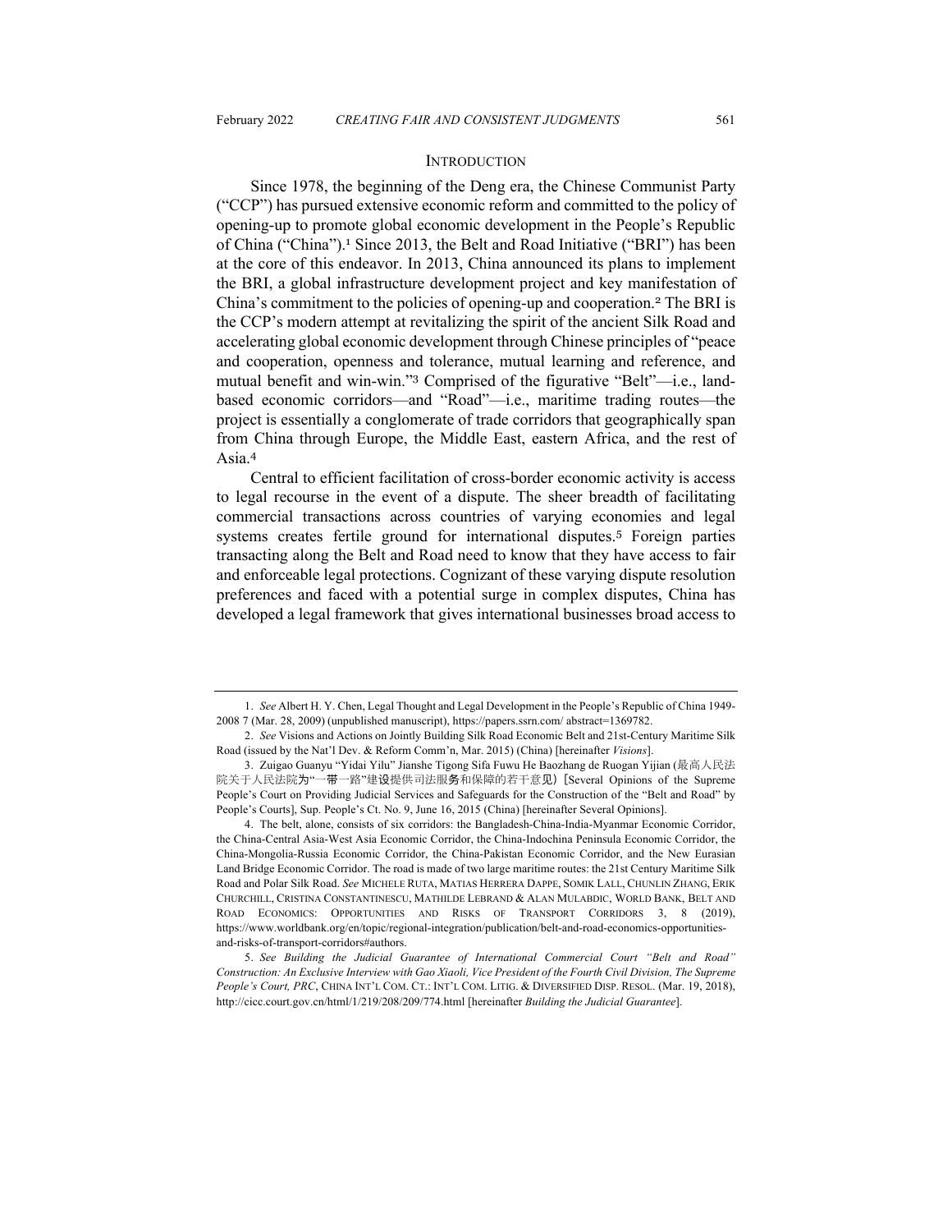## INTRODUCTION

Since 1978, the beginning of the Deng era, the Chinese Communist Party ("CCP") has pursued extensive economic reform and committed to the policy of opening-up to promote global economic development in the People's Republic of China ("China").[1] Since 2013, the Belt and Road Initiative ("BRI") has been at the core of this endeavor. In 2013, China announced its plans to implement the BRI, a global infrastructure development project and key manifestation of China's commitment to the policies of opening-up and cooperation.[2] The BRI is the CCP's modern attempt at revitalizing the spirit of the ancient Silk Road and accelerating global economic development through Chinese principles of "peace and cooperation, openness and tolerance, mutual learning and reference, and mutual benefit and win-win."[3] Comprised of the figurative "Belt"—i.e., land-based economic corridors—and "Road"—i.e., maritime trading routes—the project is essentially a conglomerate of trade corridors that geographically span from China through Europe, the Middle East, eastern Africa, and the rest of Asia.[4]

Central to efficient facilitation of cross-border economic activity is access to legal recourse in the event of a dispute. The sheer breadth of facilitating commercial transactions across countries of varying economies and legal systems creates fertile ground for international disputes.[5] Foreign parties transacting along the Belt and Road need to know that they have access to fair and enforceable legal protections. Cognizant of these varying dispute resolution preferences and faced with a potential surge in complex disputes, China has developed a legal framework that gives international businesses broad access to

---

1. *See* Albert H. Y. Chen, Legal Thought and Legal Development in the People's Republic of China 1949-2008 7 (Mar. 28, 2009) (unpublished manuscript), https://papers.ssrn.com/ abstract=1369782.

2. *See* Visions and Actions on Jointly Building Silk Road Economic Belt and 21st-Century Maritime Silk Road (issued by the Nat'l Dev. & Reform Comm'n, Mar. 2015) (China) [hereinafter *Visions*].

3. Zuigao Guanyu "Yidai Yilu" Jianshe Tigong Sifa Fuwu He Baozhang de Ruogan Yijian (最高人民法院关于人民法院为"一带一路"建设提供司法服务和保障的若干意见) [Several Opinions of the Supreme People's Court on Providing Judicial Services and Safeguards for the Construction of the "Belt and Road" by People's Courts], Sup. People's Ct. No. 9, June 16, 2015 (China) [hereinafter Several Opinions].

4. The belt, alone, consists of six corridors: the Bangladesh-China-India-Myanmar Economic Corridor, the China-Central Asia-West Asia Economic Corridor, the China-Indochina Peninsula Economic Corridor, the China-Mongolia-Russia Economic Corridor, the China-Pakistan Economic Corridor, and the New Eurasian Land Bridge Economic Corridor. The road is made of two large maritime routes: the 21st Century Maritime Silk Road and Polar Silk Road. *See* MICHELE RUTA, MATIAS HERRERA DAPPE, SOMIK LALL, CHUNLIN ZHANG, ERIK CHURCHILL, CRISTINA CONSTANTINESCU, MATHILDE LEBRAND & ALAN MULABDIC, WORLD BANK, BELT AND ROAD ECONOMICS: OPPORTUNITIES AND RISKS OF TRANSPORT CORRIDORS 3, 8 (2019), https://www.worldbank.org/en/topic/regional-integration/publication/belt-and-road-economics-opportunities-and-risks-of-transport-corridors#authors.

5. *See Building the Judicial Guarantee of International Commercial Court "Belt and Road" Construction: An Exclusive Interview with Gao Xiaoli, Vice President of the Fourth Civil Division, The Supreme People's Court, PRC*, CHINA INT'L COM. CT.: INT'L COM. LITIG. & DIVERSIFIED DISP. RESOL. (Mar. 19, 2018), http://cicc.court.gov.cn/html/1/219/208/209/774.html [hereinafter *Building the Judicial Guarantee*].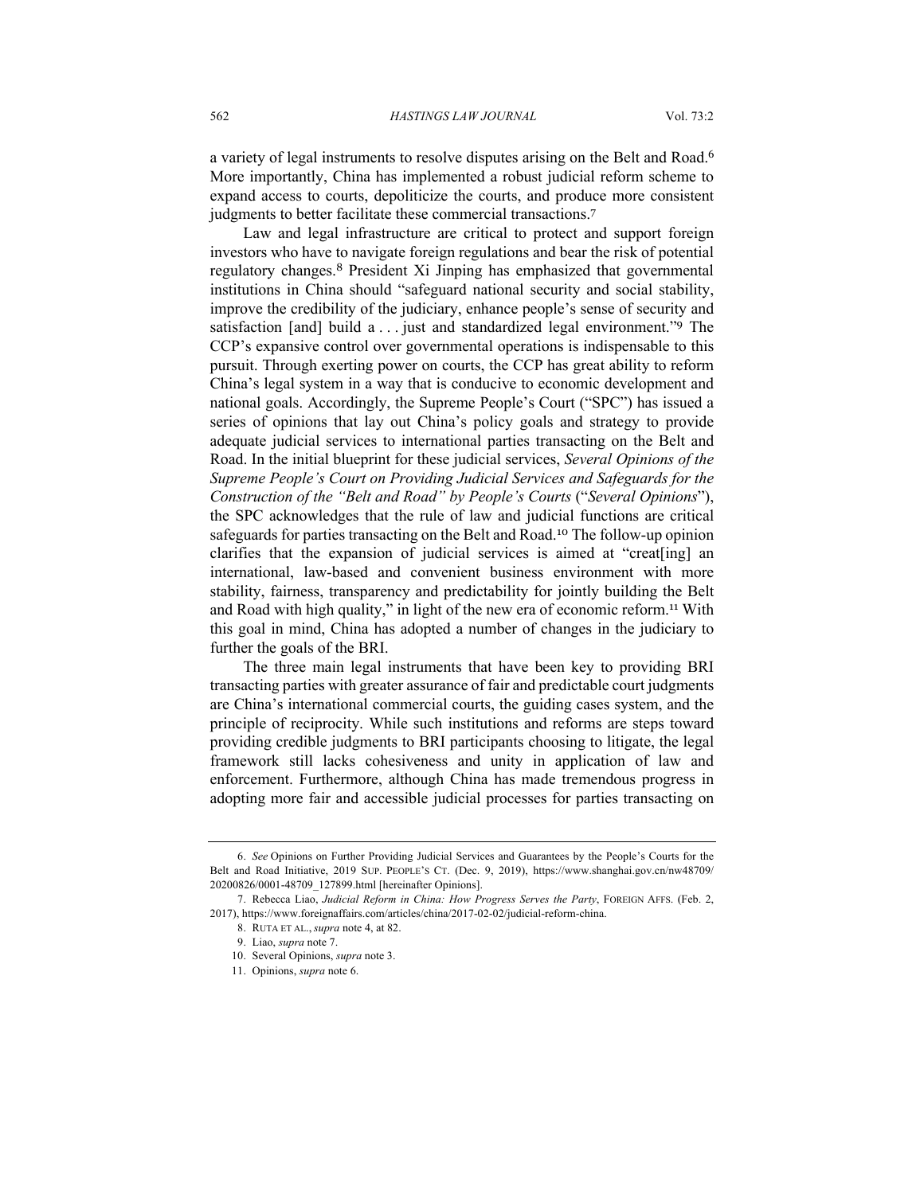a variety of legal instruments to resolve disputes arising on the Belt and Road.[6] More importantly, China has implemented a robust judicial reform scheme to expand access to courts, depoliticize the courts, and produce more consistent judgments to better facilitate these commercial transactions.[7]

Law and legal infrastructure are critical to protect and support foreign investors who have to navigate foreign regulations and bear the risk of potential regulatory changes.[8] President Xi Jinping has emphasized that governmental institutions in China should "safeguard national security and social stability, improve the credibility of the judiciary, enhance people's sense of security and satisfaction [and] build a . . . just and standardized legal environment."[9] The CCP's expansive control over governmental operations is indispensable to this pursuit. Through exerting power on courts, the CCP has great ability to reform China's legal system in a way that is conducive to economic development and national goals. Accordingly, the Supreme People's Court ("SPC") has issued a series of opinions that lay out China's policy goals and strategy to provide adequate judicial services to international parties transacting on the Belt and Road. In the initial blueprint for these judicial services, *Several Opinions of the Supreme People's Court on Providing Judicial Services and Safeguards for the Construction of the "Belt and Road" by People's Courts* ("*Several Opinions*"), the SPC acknowledges that the rule of law and judicial functions are critical safeguards for parties transacting on the Belt and Road.[10] The follow-up opinion clarifies that the expansion of judicial services is aimed at "creat[ing] an international, law-based and convenient business environment with more stability, fairness, transparency and predictability for jointly building the Belt and Road with high quality," in light of the new era of economic reform.[11] With this goal in mind, China has adopted a number of changes in the judiciary to further the goals of the BRI.

The three main legal instruments that have been key to providing BRI transacting parties with greater assurance of fair and predictable court judgments are China's international commercial courts, the guiding cases system, and the principle of reciprocity. While such institutions and reforms are steps toward providing credible judgments to BRI participants choosing to litigate, the legal framework still lacks cohesiveness and unity in application of law and enforcement. Furthermore, although China has made tremendous progress in adopting more fair and accessible judicial processes for parties transacting on

---

6. *See* Opinions on Further Providing Judicial Services and Guarantees by the People's Courts for the Belt and Road Initiative, 2019 SUP. PEOPLE'S CT. (Dec. 9, 2019), https://www.shanghai.gov.cn/nw48709/20200826/0001-48709_127899.html [hereinafter Opinions].

7. Rebecca Liao, *Judicial Reform in China: How Progress Serves the Party*, FOREIGN AFFS. (Feb. 2, 2017), https://www.foreignaffairs.com/articles/china/2017-02-02/judicial-reform-china.

8. RUTA ET AL., *supra* note 4, at 82.

9. Liao, *supra* note 7.

10. Several Opinions, *supra* note 3.

11. Opinions, *supra* note 6.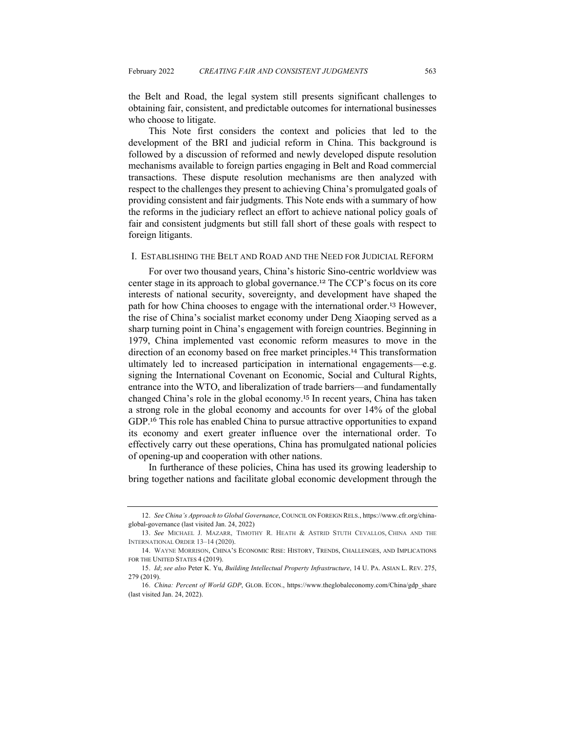the Belt and Road, the legal system still presents significant challenges to obtaining fair, consistent, and predictable outcomes for international businesses who choose to litigate.

This Note first considers the context and policies that led to the development of the BRI and judicial reform in China. This background is followed by a discussion of reformed and newly developed dispute resolution mechanisms available to foreign parties engaging in Belt and Road commercial transactions. These dispute resolution mechanisms are then analyzed with respect to the challenges they present to achieving China's promulgated goals of providing consistent and fair judgments. This Note ends with a summary of how the reforms in the judiciary reflect an effort to achieve national policy goals of fair and consistent judgments but still fall short of these goals with respect to foreign litigants.

## I. Establishing the Belt and Road and the Need for Judicial Reform

For over two thousand years, China's historic Sino-centric worldview was center stage in its approach to global governance.[12] The CCP's focus on its core interests of national security, sovereignty, and development have shaped the path for how China chooses to engage with the international order.[13] However, the rise of China's socialist market economy under Deng Xiaoping served as a sharp turning point in China's engagement with foreign countries. Beginning in 1979, China implemented vast economic reform measures to move in the direction of an economy based on free market principles.[14] This transformation ultimately led to increased participation in international engagements—e.g. signing the International Covenant on Economic, Social and Cultural Rights, entrance into the WTO, and liberalization of trade barriers—and fundamentally changed China's role in the global economy.[15] In recent years, China has taken a strong role in the global economy and accounts for over 14% of the global GDP.[16] This role has enabled China to pursue attractive opportunities to expand its economy and exert greater influence over the international order. To effectively carry out these operations, China has promulgated national policies of opening-up and cooperation with other nations.

In furtherance of these policies, China has used its growing leadership to bring together nations and facilitate global economic development through the

---

12. *See China's Approach to Global Governance*, COUNCIL ON FOREIGN RELS., https://www.cfr.org/china-global-governance (last visited Jan. 24, 2022)

13. *See* MICHAEL J. MAZARR, TIMOTHY R. HEATH & ASTRID STUTH CEVALLOS, CHINA AND THE INTERNATIONAL ORDER 13–14 (2020).

14. WAYNE MORRISON, CHINA'S ECONOMIC RISE: HISTORY, TRENDS, CHALLENGES, AND IMPLICATIONS FOR THE UNITED STATES 4 (2019).

15. *Id*; *see also* Peter K. Yu, *Building Intellectual Property Infrastructure*, 14 U. PA. ASIAN L. REV. 275, 279 (2019).

16. *China: Percent of World GDP*, GLOB. ECON., https://www.theglobaleconomy.com/China/gdp_share (last visited Jan. 24, 2022).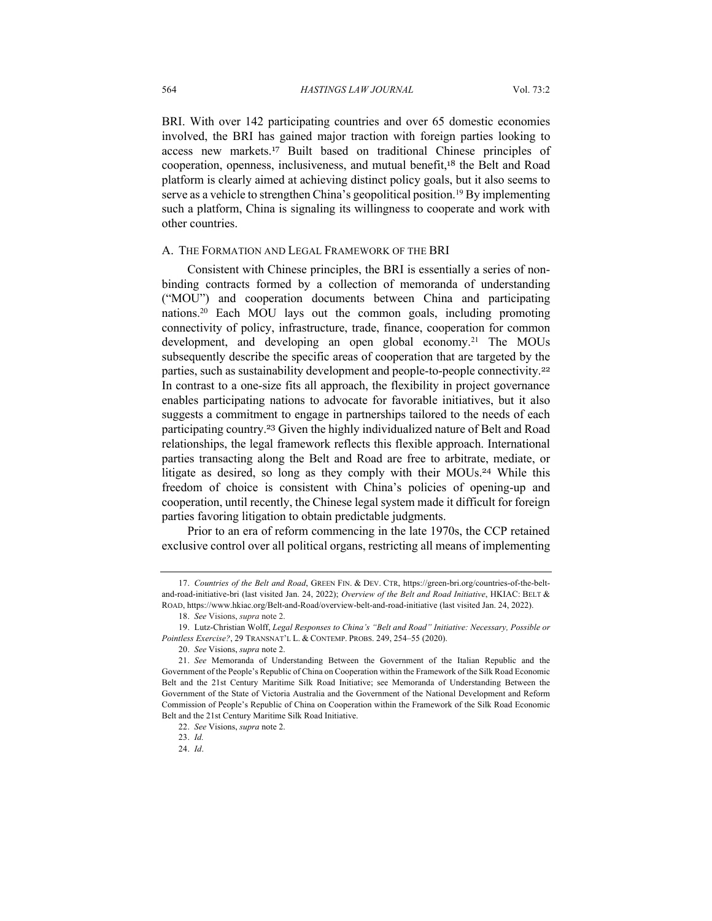BRI. With over 142 participating countries and over 65 domestic economies involved, the BRI has gained major traction with foreign parties looking to access new markets.[17] Built based on traditional Chinese principles of cooperation, openness, inclusiveness, and mutual benefit,[18] the Belt and Road platform is clearly aimed at achieving distinct policy goals, but it also seems to serve as a vehicle to strengthen China's geopolitical position.[19] By implementing such a platform, China is signaling its willingness to cooperate and work with other countries.

### A. The Formation and Legal Framework of the BRI

Consistent with Chinese principles, the BRI is essentially a series of non-binding contracts formed by a collection of memoranda of understanding ("MOU") and cooperation documents between China and participating nations.[20] Each MOU lays out the common goals, including promoting connectivity of policy, infrastructure, trade, finance, cooperation for common development, and developing an open global economy.[21] The MOUs subsequently describe the specific areas of cooperation that are targeted by the parties, such as sustainability development and people-to-people connectivity.[22] In contrast to a one-size fits all approach, the flexibility in project governance enables participating nations to advocate for favorable initiatives, but it also suggests a commitment to engage in partnerships tailored to the needs of each participating country.[23] Given the highly individualized nature of Belt and Road relationships, the legal framework reflects this flexible approach. International parties transacting along the Belt and Road are free to arbitrate, mediate, or litigate as desired, so long as they comply with their MOUs.[24] While this freedom of choice is consistent with China's policies of opening-up and cooperation, until recently, the Chinese legal system made it difficult for foreign parties favoring litigation to obtain predictable judgments.

Prior to an era of reform commencing in the late 1970s, the CCP retained exclusive control over all political organs, restricting all means of implementing

---

17. *Countries of the Belt and Road*, Green Fin. & Dev. Ctr, https://green-bri.org/countries-of-the-belt-and-road-initiative-bri (last visited Jan. 24, 2022); *Overview of the Belt and Road Initiative*, HKIAC: Belt & Road, https://www.hkiac.org/Belt-and-Road/overview-belt-and-road-initiative (last visited Jan. 24, 2022).

18. *See* Visions, *supra* note 2.

19. Lutz-Christian Wolff, *Legal Responses to China's "Belt and Road" Initiative: Necessary, Possible or Pointless Exercise?*, 29 Transnat'l L. & Contemp. Probs. 249, 254–55 (2020).

20. *See* Visions, *supra* note 2.

21. *See* Memoranda of Understanding Between the Government of the Italian Republic and the Government of the People's Republic of China on Cooperation within the Framework of the Silk Road Economic Belt and the 21st Century Maritime Silk Road Initiative; see Memoranda of Understanding Between the Government of the State of Victoria Australia and the Government of the National Development and Reform Commission of People's Republic of China on Cooperation within the Framework of the Silk Road Economic Belt and the 21st Century Maritime Silk Road Initiative.

22. *See* Visions, *supra* note 2.

23. *Id.*

24. *Id*.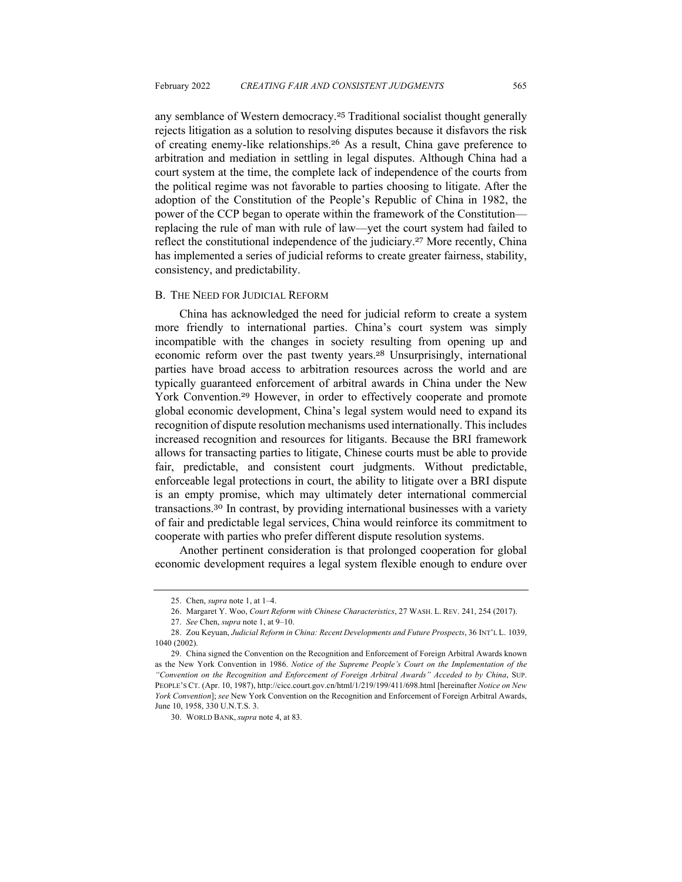any semblance of Western democracy.[25] Traditional socialist thought generally rejects litigation as a solution to resolving disputes because it disfavors the risk of creating enemy-like relationships.[26] As a result, China gave preference to arbitration and mediation in settling in legal disputes. Although China had a court system at the time, the complete lack of independence of the courts from the political regime was not favorable to parties choosing to litigate. After the adoption of the Constitution of the People's Republic of China in 1982, the power of the CCP began to operate within the framework of the Constitution—replacing the rule of man with rule of law—yet the court system had failed to reflect the constitutional independence of the judiciary.[27] More recently, China has implemented a series of judicial reforms to create greater fairness, stability, consistency, and predictability.

## B. The Need for Judicial Reform

China has acknowledged the need for judicial reform to create a system more friendly to international parties. China's court system was simply incompatible with the changes in society resulting from opening up and economic reform over the past twenty years.[28] Unsurprisingly, international parties have broad access to arbitration resources across the world and are typically guaranteed enforcement of arbitral awards in China under the New York Convention.[29] However, in order to effectively cooperate and promote global economic development, China's legal system would need to expand its recognition of dispute resolution mechanisms used internationally. This includes increased recognition and resources for litigants. Because the BRI framework allows for transacting parties to litigate, Chinese courts must be able to provide fair, predictable, and consistent court judgments. Without predictable, enforceable legal protections in court, the ability to litigate over a BRI dispute is an empty promise, which may ultimately deter international commercial transactions.[30] In contrast, by providing international businesses with a variety of fair and predictable legal services, China would reinforce its commitment to cooperate with parties who prefer different dispute resolution systems.

Another pertinent consideration is that prolonged cooperation for global economic development requires a legal system flexible enough to endure over

---

25. Chen, *supra* note 1, at 1–4.

26. Margaret Y. Woo, *Court Reform with Chinese Characteristics*, 27 Wash. L. Rev. 241, 254 (2017).

27. *See* Chen, *supra* note 1, at 9–10.

28. Zou Keyuan, *Judicial Reform in China: Recent Developments and Future Prospects*, 36 Int'l L. 1039, 1040 (2002).

29. China signed the Convention on the Recognition and Enforcement of Foreign Arbitral Awards known as the New York Convention in 1986. *Notice of the Supreme People's Court on the Implementation of the "Convention on the Recognition and Enforcement of Foreign Arbitral Awards" Acceded to by China*, Sup. People's Ct. (Apr. 10, 1987), http://cicc.court.gov.cn/html/1/219/199/411/698.html [hereinafter *Notice on New York Convention*]; *see* New York Convention on the Recognition and Enforcement of Foreign Arbitral Awards, June 10, 1958, 330 U.N.T.S. 3.

30. World Bank, *supra* note 4, at 83.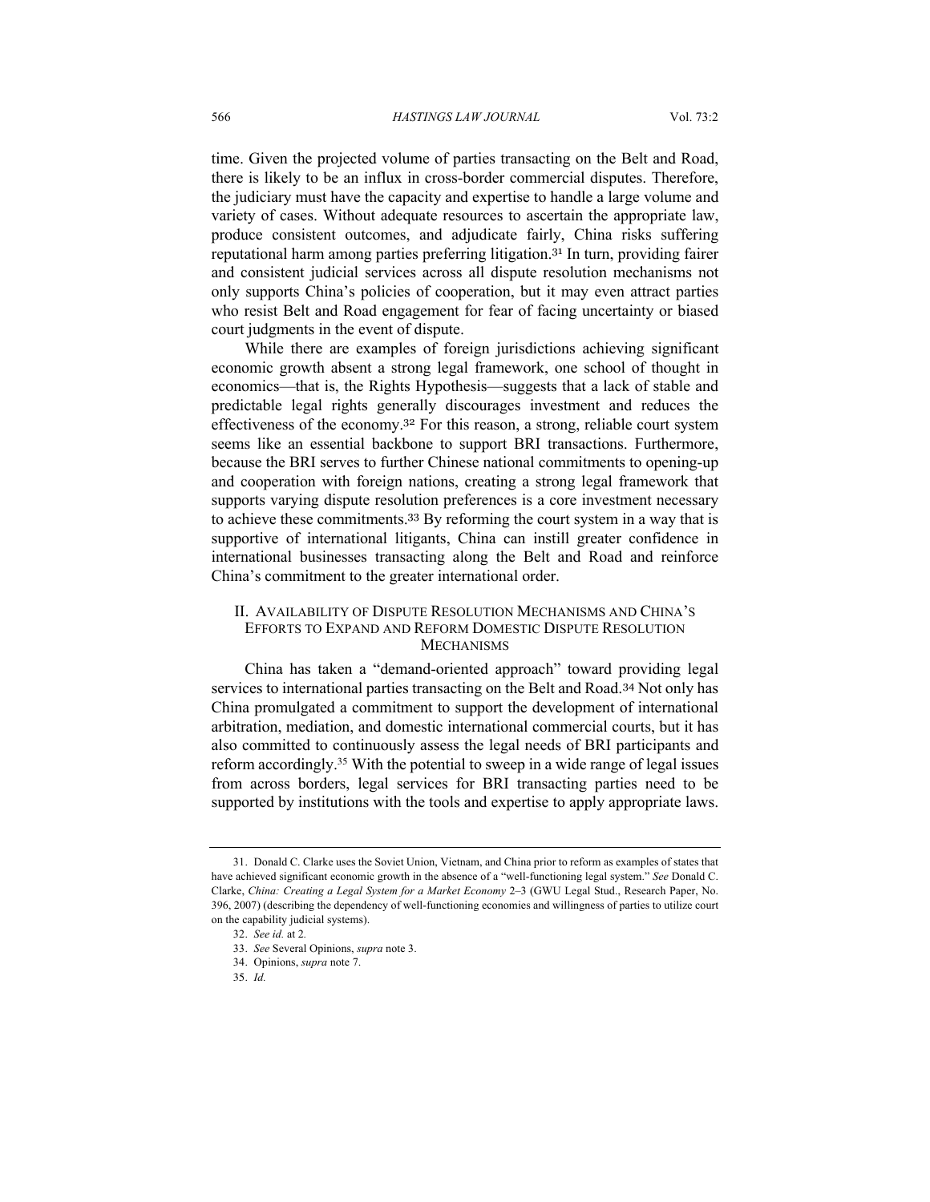time. Given the projected volume of parties transacting on the Belt and Road, there is likely to be an influx in cross-border commercial disputes. Therefore, the judiciary must have the capacity and expertise to handle a large volume and variety of cases. Without adequate resources to ascertain the appropriate law, produce consistent outcomes, and adjudicate fairly, China risks suffering reputational harm among parties preferring litigation.[31] In turn, providing fairer and consistent judicial services across all dispute resolution mechanisms not only supports China's policies of cooperation, but it may even attract parties who resist Belt and Road engagement for fear of facing uncertainty or biased court judgments in the event of dispute.

While there are examples of foreign jurisdictions achieving significant economic growth absent a strong legal framework, one school of thought in economics—that is, the Rights Hypothesis—suggests that a lack of stable and predictable legal rights generally discourages investment and reduces the effectiveness of the economy.[32] For this reason, a strong, reliable court system seems like an essential backbone to support BRI transactions. Furthermore, because the BRI serves to further Chinese national commitments to opening-up and cooperation with foreign nations, creating a strong legal framework that supports varying dispute resolution preferences is a core investment necessary to achieve these commitments.[33] By reforming the court system in a way that is supportive of international litigants, China can instill greater confidence in international businesses transacting along the Belt and Road and reinforce China's commitment to the greater international order.

## II. Availability of Dispute Resolution Mechanisms and China's Efforts to Expand and Reform Domestic Dispute Resolution Mechanisms

China has taken a "demand-oriented approach" toward providing legal services to international parties transacting on the Belt and Road.[34] Not only has China promulgated a commitment to support the development of international arbitration, mediation, and domestic international commercial courts, but it has also committed to continuously assess the legal needs of BRI participants and reform accordingly.[35] With the potential to sweep in a wide range of legal issues from across borders, legal services for BRI transacting parties need to be supported by institutions with the tools and expertise to apply appropriate laws.

---

31. Donald C. Clarke uses the Soviet Union, Vietnam, and China prior to reform as examples of states that have achieved significant economic growth in the absence of a "well-functioning legal system." *See* Donald C. Clarke, *China: Creating a Legal System for a Market Economy* 2–3 (GWU Legal Stud., Research Paper, No. 396, 2007) (describing the dependency of well-functioning economies and willingness of parties to utilize court on the capability judicial systems).

32. *See id.* at 2.

33. *See* Several Opinions, *supra* note 3.

34. Opinions, *supra* note 7.

35. *Id.*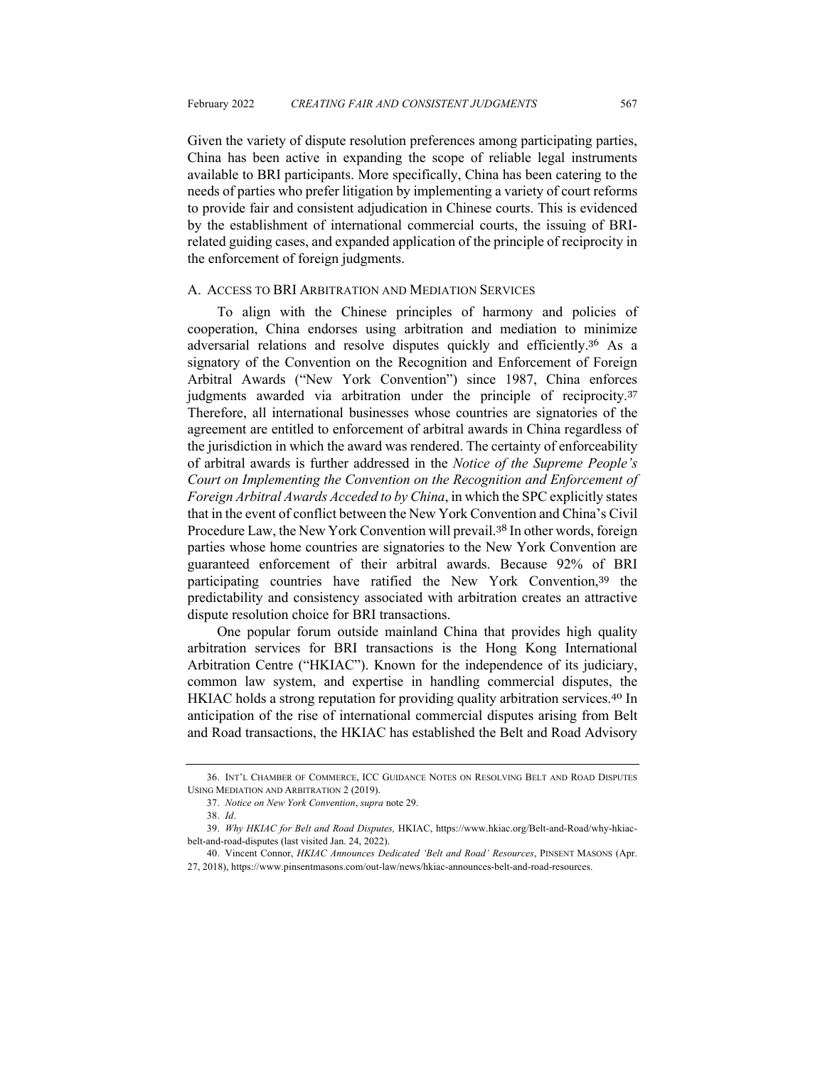Given the variety of dispute resolution preferences among participating parties, China has been active in expanding the scope of reliable legal instruments available to BRI participants. More specifically, China has been catering to the needs of parties who prefer litigation by implementing a variety of court reforms to provide fair and consistent adjudication in Chinese courts. This is evidenced by the establishment of international commercial courts, the issuing of BRI-related guiding cases, and expanded application of the principle of reciprocity in the enforcement of foreign judgments.

### A. ACCESS TO BRI ARBITRATION AND MEDIATION SERVICES

To align with the Chinese principles of harmony and policies of cooperation, China endorses using arbitration and mediation to minimize adversarial relations and resolve disputes quickly and efficiently.[36] As a signatory of the Convention on the Recognition and Enforcement of Foreign Arbitral Awards ("New York Convention") since 1987, China enforces judgments awarded via arbitration under the principle of reciprocity.[37] Therefore, all international businesses whose countries are signatories of the agreement are entitled to enforcement of arbitral awards in China regardless of the jurisdiction in which the award was rendered. The certainty of enforceability of arbitral awards is further addressed in the *Notice of the Supreme People's Court on Implementing the Convention on the Recognition and Enforcement of Foreign Arbitral Awards Acceded to by China*, in which the SPC explicitly states that in the event of conflict between the New York Convention and China's Civil Procedure Law, the New York Convention will prevail.[38] In other words, foreign parties whose home countries are signatories to the New York Convention are guaranteed enforcement of their arbitral awards. Because 92% of BRI participating countries have ratified the New York Convention,[39] the predictability and consistency associated with arbitration creates an attractive dispute resolution choice for BRI transactions.

One popular forum outside mainland China that provides high quality arbitration services for BRI transactions is the Hong Kong International Arbitration Centre ("HKIAC"). Known for the independence of its judiciary, common law system, and expertise in handling commercial disputes, the HKIAC holds a strong reputation for providing quality arbitration services.[40] In anticipation of the rise of international commercial disputes arising from Belt and Road transactions, the HKIAC has established the Belt and Road Advisory

---

36. INT'L CHAMBER OF COMMERCE, ICC GUIDANCE NOTES ON RESOLVING BELT AND ROAD DISPUTES USING MEDIATION AND ARBITRATION 2 (2019).

37. *Notice on New York Convention*, *supra* note 29.

38. *Id*.

39. *Why HKIAC for Belt and Road Disputes,* HKIAC, https://www.hkiac.org/Belt-and-Road/why-hkiac-belt-and-road-disputes (last visited Jan. 24, 2022).

40. Vincent Connor, *HKIAC Announces Dedicated 'Belt and Road' Resources*, PINSENT MASONS (Apr. 27, 2018), https://www.pinsentmasons.com/out-law/news/hkiac-announces-belt-and-road-resources.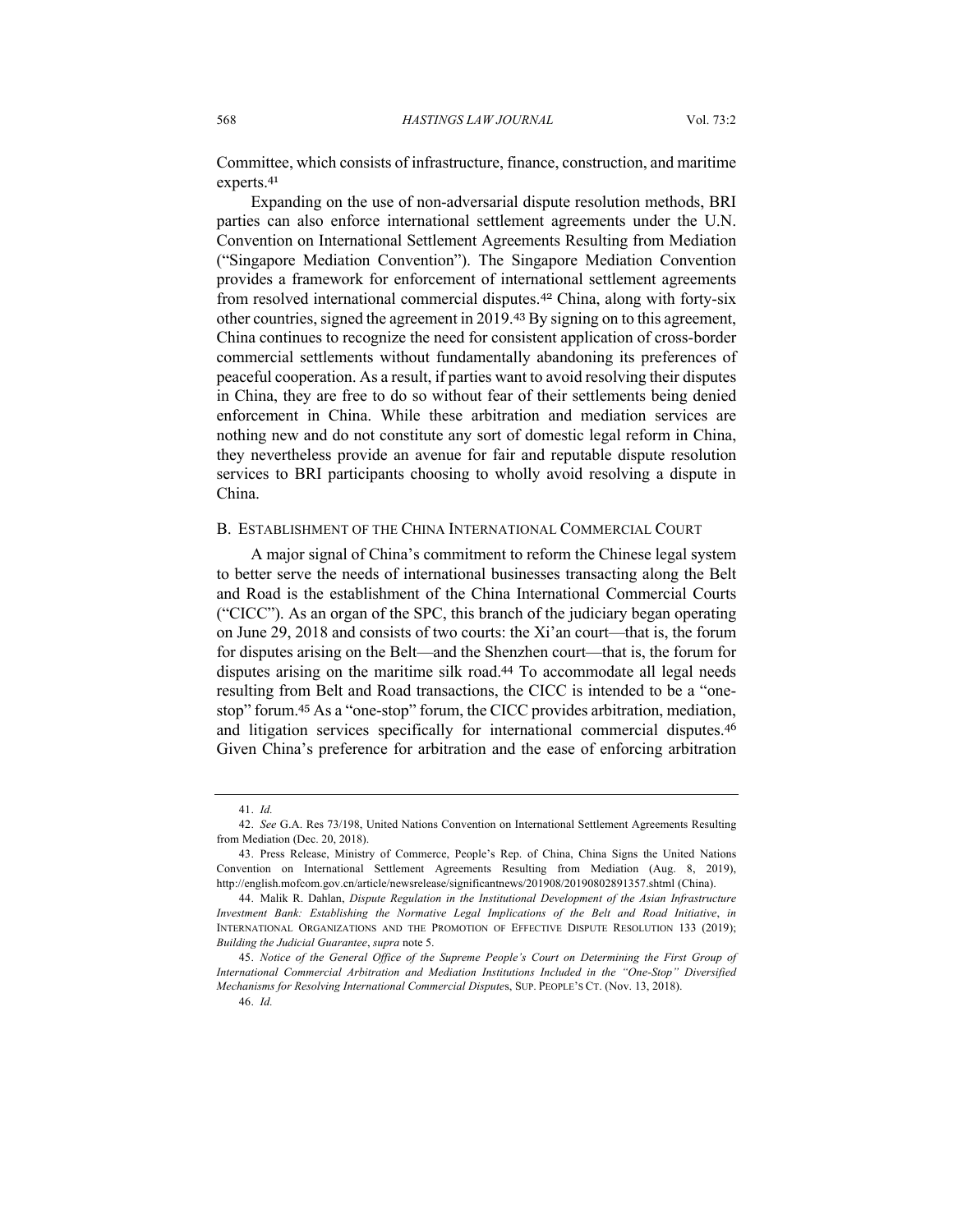Committee, which consists of infrastructure, finance, construction, and maritime experts.[41]

Expanding on the use of non-adversarial dispute resolution methods, BRI parties can also enforce international settlement agreements under the U.N. Convention on International Settlement Agreements Resulting from Mediation ("Singapore Mediation Convention"). The Singapore Mediation Convention provides a framework for enforcement of international settlement agreements from resolved international commercial disputes.[42] China, along with forty-six other countries, signed the agreement in 2019.[43] By signing on to this agreement, China continues to recognize the need for consistent application of cross-border commercial settlements without fundamentally abandoning its preferences of peaceful cooperation. As a result, if parties want to avoid resolving their disputes in China, they are free to do so without fear of their settlements being denied enforcement in China. While these arbitration and mediation services are nothing new and do not constitute any sort of domestic legal reform in China, they nevertheless provide an avenue for fair and reputable dispute resolution services to BRI participants choosing to wholly avoid resolving a dispute in China.

### B. Establishment of the China International Commercial Court

A major signal of China's commitment to reform the Chinese legal system to better serve the needs of international businesses transacting along the Belt and Road is the establishment of the China International Commercial Courts ("CICC"). As an organ of the SPC, this branch of the judiciary began operating on June 29, 2018 and consists of two courts: the Xi'an court—that is, the forum for disputes arising on the Belt—and the Shenzhen court—that is, the forum for disputes arising on the maritime silk road.[44] To accommodate all legal needs resulting from Belt and Road transactions, the CICC is intended to be a "one-stop" forum.[45] As a "one-stop" forum, the CICC provides arbitration, mediation, and litigation services specifically for international commercial disputes.[46] Given China's preference for arbitration and the ease of enforcing arbitration

---

41. *Id.*

42. *See* G.A. Res 73/198, United Nations Convention on International Settlement Agreements Resulting from Mediation (Dec. 20, 2018).

43. Press Release, Ministry of Commerce, People's Rep. of China, China Signs the United Nations Convention on International Settlement Agreements Resulting from Mediation (Aug. 8, 2019), http://english.mofcom.gov.cn/article/newsrelease/significantnews/201908/20190802891357.shtml (China).

44. Malik R. Dahlan, *Dispute Regulation in the Institutional Development of the Asian Infrastructure Investment Bank: Establishing the Normative Legal Implications of the Belt and Road Initiative*, *in* International Organizations and the Promotion of Effective Dispute Resolution 133 (2019); *Building the Judicial Guarantee*, *supra* note 5.

45. *Notice of the General Office of the Supreme People's Court on Determining the First Group of International Commercial Arbitration and Mediation Institutions Included in the "One-Stop" Diversified Mechanisms for Resolving International Commercial Dispute*s, Sup. People's Ct. (Nov. 13, 2018).

46. *Id.*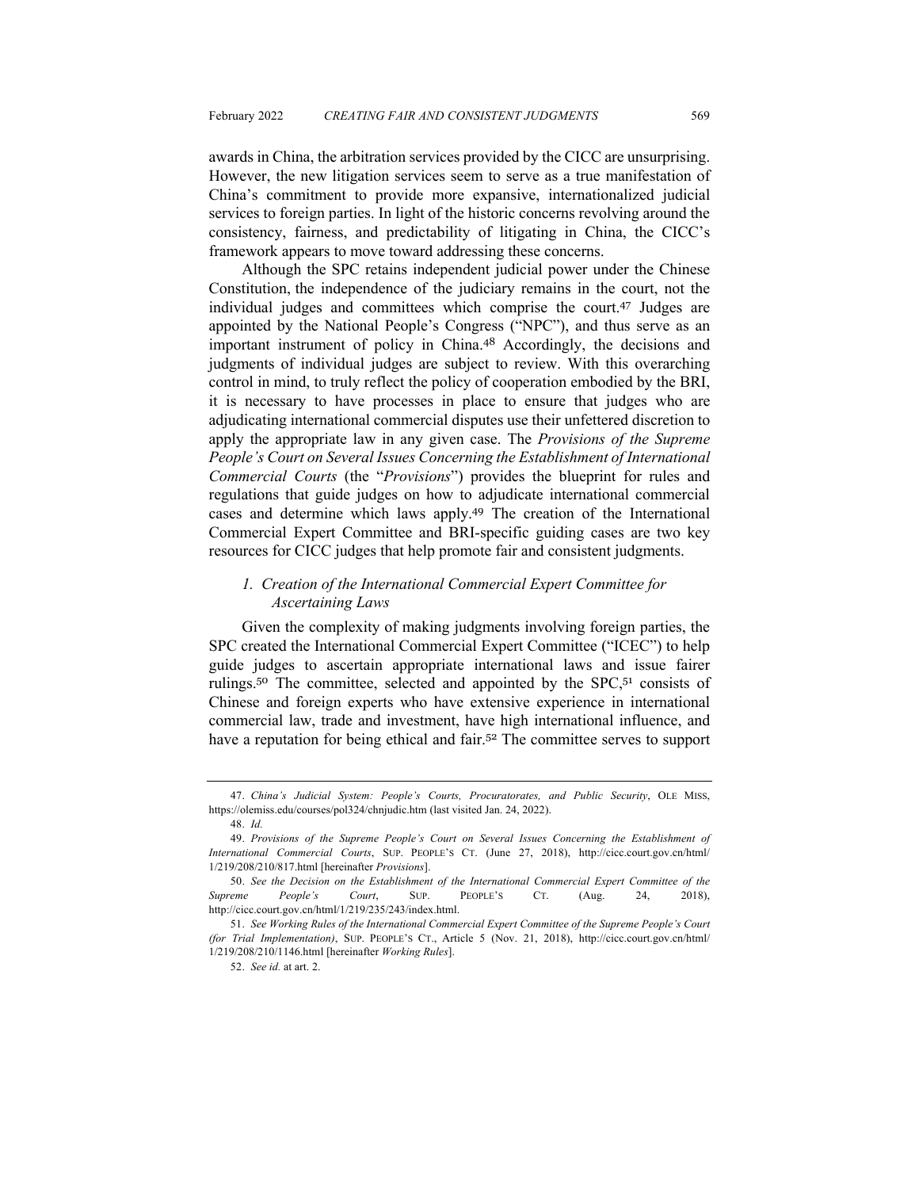awards in China, the arbitration services provided by the CICC are unsurprising. However, the new litigation services seem to serve as a true manifestation of China's commitment to provide more expansive, internationalized judicial services to foreign parties. In light of the historic concerns revolving around the consistency, fairness, and predictability of litigating in China, the CICC's framework appears to move toward addressing these concerns.

Although the SPC retains independent judicial power under the Chinese Constitution, the independence of the judiciary remains in the court, not the individual judges and committees which comprise the court.[47] Judges are appointed by the National People's Congress ("NPC"), and thus serve as an important instrument of policy in China.[48] Accordingly, the decisions and judgments of individual judges are subject to review. With this overarching control in mind, to truly reflect the policy of cooperation embodied by the BRI, it is necessary to have processes in place to ensure that judges who are adjudicating international commercial disputes use their unfettered discretion to apply the appropriate law in any given case. The *Provisions of the Supreme People's Court on Several Issues Concerning the Establishment of International Commercial Courts* (the "*Provisions*") provides the blueprint for rules and regulations that guide judges on how to adjudicate international commercial cases and determine which laws apply.[49] The creation of the International Commercial Expert Committee and BRI-specific guiding cases are two key resources for CICC judges that help promote fair and consistent judgments.

### 1. *Creation of the International Commercial Expert Committee for Ascertaining Laws*

Given the complexity of making judgments involving foreign parties, the SPC created the International Commercial Expert Committee ("ICEC") to help guide judges to ascertain appropriate international laws and issue fairer rulings.[50] The committee, selected and appointed by the SPC,[51] consists of Chinese and foreign experts who have extensive experience in international commercial law, trade and investment, have high international influence, and have a reputation for being ethical and fair.[52] The committee serves to support

---

47. *China's Judicial System: People's Courts, Procuratorates, and Public Security*, OLE MISS, https://olemiss.edu/courses/pol324/chnjudic.htm (last visited Jan. 24, 2022).

48. *Id.*

49. *Provisions of the Supreme People's Court on Several Issues Concerning the Establishment of International Commercial Courts*, SUP. PEOPLE'S CT. (June 27, 2018), http://cicc.court.gov.cn/html/1/219/208/210/817.html [hereinafter *Provisions*].

50. *See the Decision on the Establishment of the International Commercial Expert Committee of the Supreme People's Court*, SUP. PEOPLE'S CT. (Aug. 24, 2018), http://cicc.court.gov.cn/html/1/219/235/243/index.html.

51. *See Working Rules of the International Commercial Expert Committee of the Supreme People's Court (for Trial Implementation)*, SUP. PEOPLE'S CT., Article 5 (Nov. 21, 2018), http://cicc.court.gov.cn/html/1/219/208/210/1146.html [hereinafter *Working Rules*].

52. *See id.* at art. 2.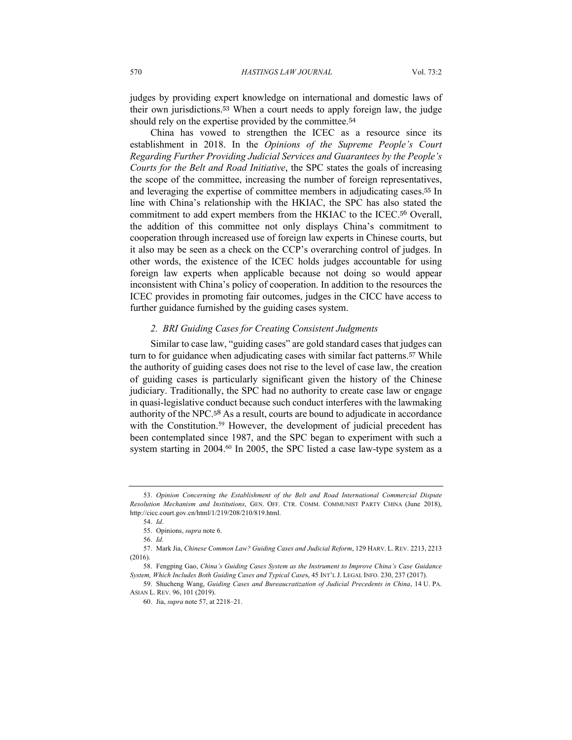judges by providing expert knowledge on international and domestic laws of their own jurisdictions.[53] When a court needs to apply foreign law, the judge should rely on the expertise provided by the committee.[54]

China has vowed to strengthen the ICEC as a resource since its establishment in 2018. In the *Opinions of the Supreme People's Court Regarding Further Providing Judicial Services and Guarantees by the People's Courts for the Belt and Road Initiative*, the SPC states the goals of increasing the scope of the committee, increasing the number of foreign representatives, and leveraging the expertise of committee members in adjudicating cases.[55] In line with China's relationship with the HKIAC, the SPC has also stated the commitment to add expert members from the HKIAC to the ICEC.[56] Overall, the addition of this committee not only displays China's commitment to cooperation through increased use of foreign law experts in Chinese courts, but it also may be seen as a check on the CCP's overarching control of judges. In other words, the existence of the ICEC holds judges accountable for using foreign law experts when applicable because not doing so would appear inconsistent with China's policy of cooperation. In addition to the resources the ICEC provides in promoting fair outcomes, judges in the CICC have access to further guidance furnished by the guiding cases system.

### *2. BRI Guiding Cases for Creating Consistent Judgments*

Similar to case law, "guiding cases" are gold standard cases that judges can turn to for guidance when adjudicating cases with similar fact patterns.[57] While the authority of guiding cases does not rise to the level of case law, the creation of guiding cases is particularly significant given the history of the Chinese judiciary. Traditionally, the SPC had no authority to create case law or engage in quasi-legislative conduct because such conduct interferes with the lawmaking authority of the NPC.[58] As a result, courts are bound to adjudicate in accordance with the Constitution.[59] However, the development of judicial precedent has been contemplated since 1987, and the SPC began to experiment with such a system starting in 2004.[60] In 2005, the SPC listed a case law-type system as a

---

53. *Opinion Concerning the Establishment of the Belt and Road International Commercial Dispute Resolution Mechanism and Institutions*, GEN. OFF. CTR. COMM. COMMUNIST PARTY CHINA (June 2018), http://cicc.court.gov.cn/html/1/219/208/210/819.html.

54. *Id*.

55. Opinions, *supra* note 6.

56. *Id.*

57. Mark Jia, *Chinese Common Law? Guiding Cases and Judicial Reform*, 129 HARV. L. REV. 2213, 2213 (2016).

58. Fengping Gao, *China's Guiding Cases System as the Instrument to Improve China's Case Guidance System, Which Includes Both Guiding Cases and Typical Case*s, 45 INT'L J. LEGAL INFO. 230, 237 (2017).

59. Shucheng Wang, *Guiding Cases and Bureaucratization of Judicial Precedents in China*, 14 U. PA. ASIAN L. REV. 96, 101 (2019).

60. Jia, *supra* note 57, at 2218–21.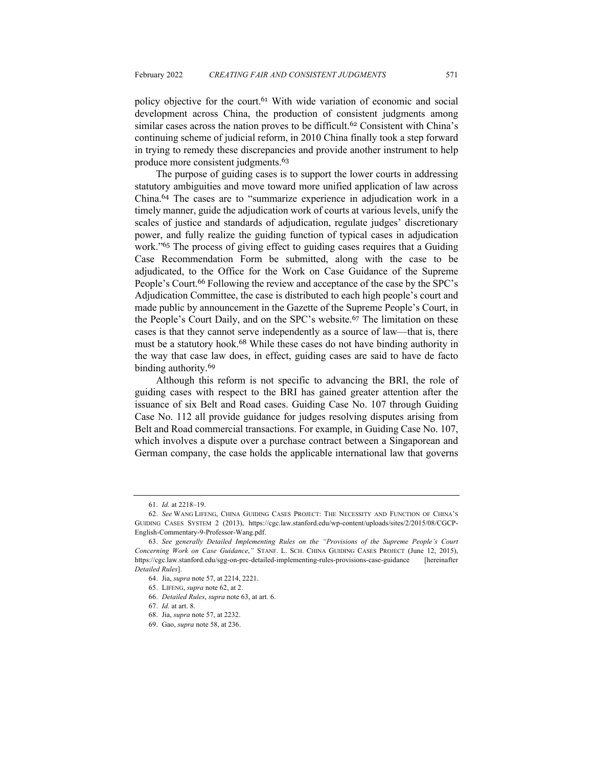policy objective for the court.[61] With wide variation of economic and social development across China, the production of consistent judgments among similar cases across the nation proves to be difficult.[62] Consistent with China's continuing scheme of judicial reform, in 2010 China finally took a step forward in trying to remedy these discrepancies and provide another instrument to help produce more consistent judgments.[63]

The purpose of guiding cases is to support the lower courts in addressing statutory ambiguities and move toward more unified application of law across China.[64] The cases are to "summarize experience in adjudication work in a timely manner, guide the adjudication work of courts at various levels, unify the scales of justice and standards of adjudication, regulate judges' discretionary power, and fully realize the guiding function of typical cases in adjudication work."[65] The process of giving effect to guiding cases requires that a Guiding Case Recommendation Form be submitted, along with the case to be adjudicated, to the Office for the Work on Case Guidance of the Supreme People's Court.[66] Following the review and acceptance of the case by the SPC's Adjudication Committee, the case is distributed to each high people's court and made public by announcement in the Gazette of the Supreme People's Court, in the People's Court Daily, and on the SPC's website.[67] The limitation on these cases is that they cannot serve independently as a source of law—that is, there must be a statutory hook.[68] While these cases do not have binding authority in the way that case law does, in effect, guiding cases are said to have de facto binding authority.[69]

Although this reform is not specific to advancing the BRI, the role of guiding cases with respect to the BRI has gained greater attention after the issuance of six Belt and Road cases. Guiding Case No. 107 through Guiding Case No. 112 all provide guidance for judges resolving disputes arising from Belt and Road commercial transactions. For example, in Guiding Case No. 107, which involves a dispute over a purchase contract between a Singaporean and German company, the case holds the applicable international law that governs

---

61. *Id.* at 2218–19.

62. *See* WANG LIFENG, CHINA GUIDING CASES PROJECT: THE NECESSITY AND FUNCTION OF CHINA'S GUIDING CASES SYSTEM 2 (2013), https://cgc.law.stanford.edu/wp-content/uploads/sites/2/2015/08/CGCP-English-Commentary-9-Professor-Wang.pdf.

63. *See generally Detailed Implementing Rules on the "Provisions of the Supreme People's Court Concerning Work on Case Guidance*,*"* STANF. L. SCH. CHINA GUIDING CASES PROJECT (June 12, 2015), https://cgc.law.stanford.edu/sgg-on-prc-detailed-implementing-rules-provisions-case-guidance [hereinafter *Detailed Rules*].

64. Jia, *supra* note 57, at 2214, 2221.

65. LIFENG, *supra* note 62, at 2.

66. *Detailed Rules*, *supra* note 63, at art. 6.

67. *Id.* at art. 8.

68. Jia, *supra* note 57, at 2232.

69. Gao, *supra* note 58, at 236.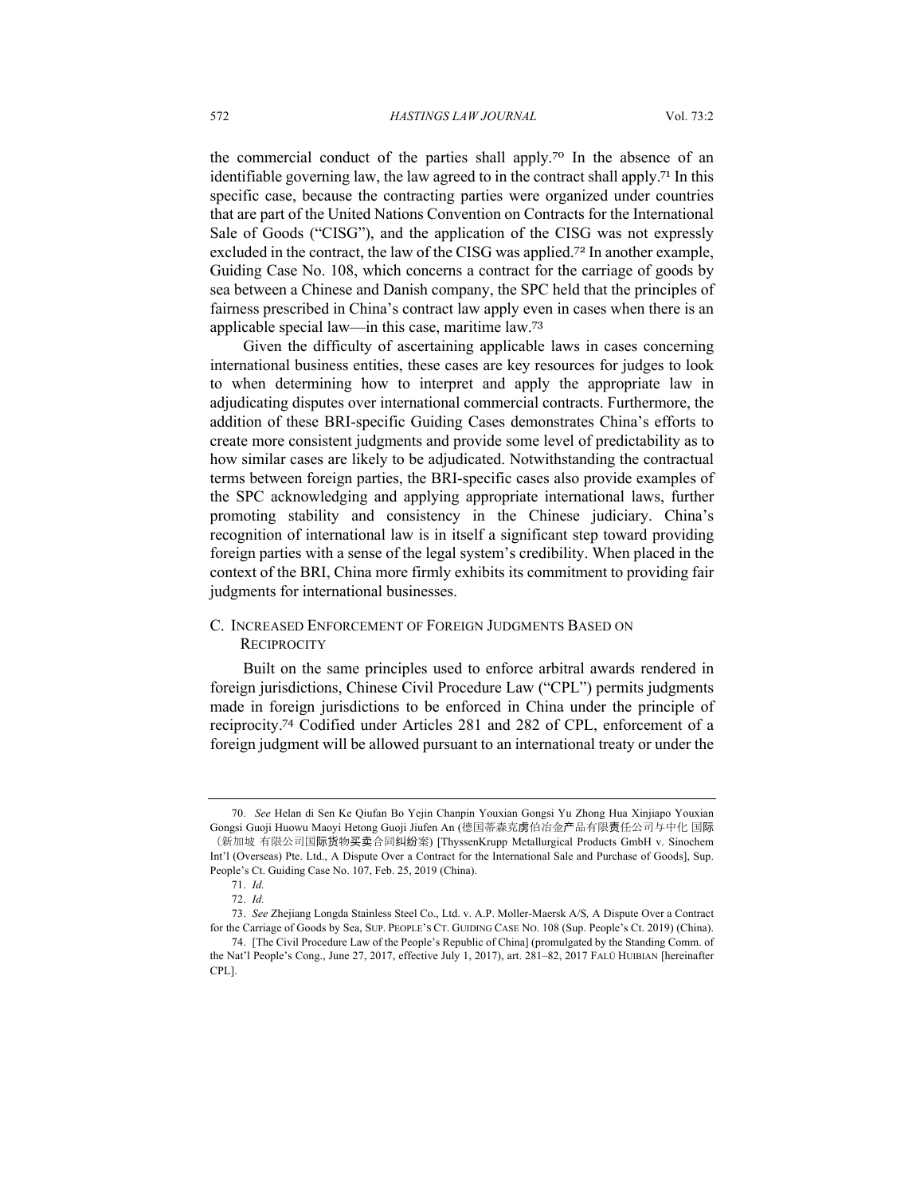the commercial conduct of the parties shall apply.[70] In the absence of an identifiable governing law, the law agreed to in the contract shall apply.[71] In this specific case, because the contracting parties were organized under countries that are part of the United Nations Convention on Contracts for the International Sale of Goods ("CISG"), and the application of the CISG was not expressly excluded in the contract, the law of the CISG was applied.[72] In another example, Guiding Case No. 108, which concerns a contract for the carriage of goods by sea between a Chinese and Danish company, the SPC held that the principles of fairness prescribed in China's contract law apply even in cases when there is an applicable special law—in this case, maritime law.[73]

Given the difficulty of ascertaining applicable laws in cases concerning international business entities, these cases are key resources for judges to look to when determining how to interpret and apply the appropriate law in adjudicating disputes over international commercial contracts. Furthermore, the addition of these BRI-specific Guiding Cases demonstrates China's efforts to create more consistent judgments and provide some level of predictability as to how similar cases are likely to be adjudicated. Notwithstanding the contractual terms between foreign parties, the BRI-specific cases also provide examples of the SPC acknowledging and applying appropriate international laws, further promoting stability and consistency in the Chinese judiciary. China's recognition of international law is in itself a significant step toward providing foreign parties with a sense of the legal system's credibility. When placed in the context of the BRI, China more firmly exhibits its commitment to providing fair judgments for international businesses.

### C. Increased Enforcement of Foreign Judgments Based on Reciprocity

Built on the same principles used to enforce arbitral awards rendered in foreign jurisdictions, Chinese Civil Procedure Law ("CPL") permits judgments made in foreign jurisdictions to be enforced in China under the principle of reciprocity.[74] Codified under Articles 281 and 282 of CPL, enforcement of a foreign judgment will be allowed pursuant to an international treaty or under the

---

70. *See* Helan di Sen Ke Qiufan Bo Yejin Chanpin Youxian Gongsi Yu Zhong Hua Xinjiapo Youxian Gongsi Guoji Huowu Maoyi Hetong Guoji Jiufen An (德国蒂森克房伯冶金产品有限责任公司与中化 国际（新加坡 有限公司国际货物买卖合同纠纷案) [ThyssenKrupp Metallurgical Products GmbH v. Sinochem Int'l (Overseas) Pte. Ltd., A Dispute Over a Contract for the International Sale and Purchase of Goods], Sup. People's Ct. Guiding Case No. 107, Feb. 25, 2019 (China).

71. *Id.*

72. *Id.*

73. *See* Zhejiang Longda Stainless Steel Co., Ltd. v. A.P. Moller-Maersk A/S*,* A Dispute Over a Contract for the Carriage of Goods by Sea, Sup. People's Ct. Guiding Case No. 108 (Sup. People's Ct. 2019) (China).

74. [The Civil Procedure Law of the People's Republic of China] (promulgated by the Standing Comm. of the Nat'l People's Cong., June 27, 2017, effective July 1, 2017), art. 281–82, 2017 Falü Huibian [hereinafter CPL].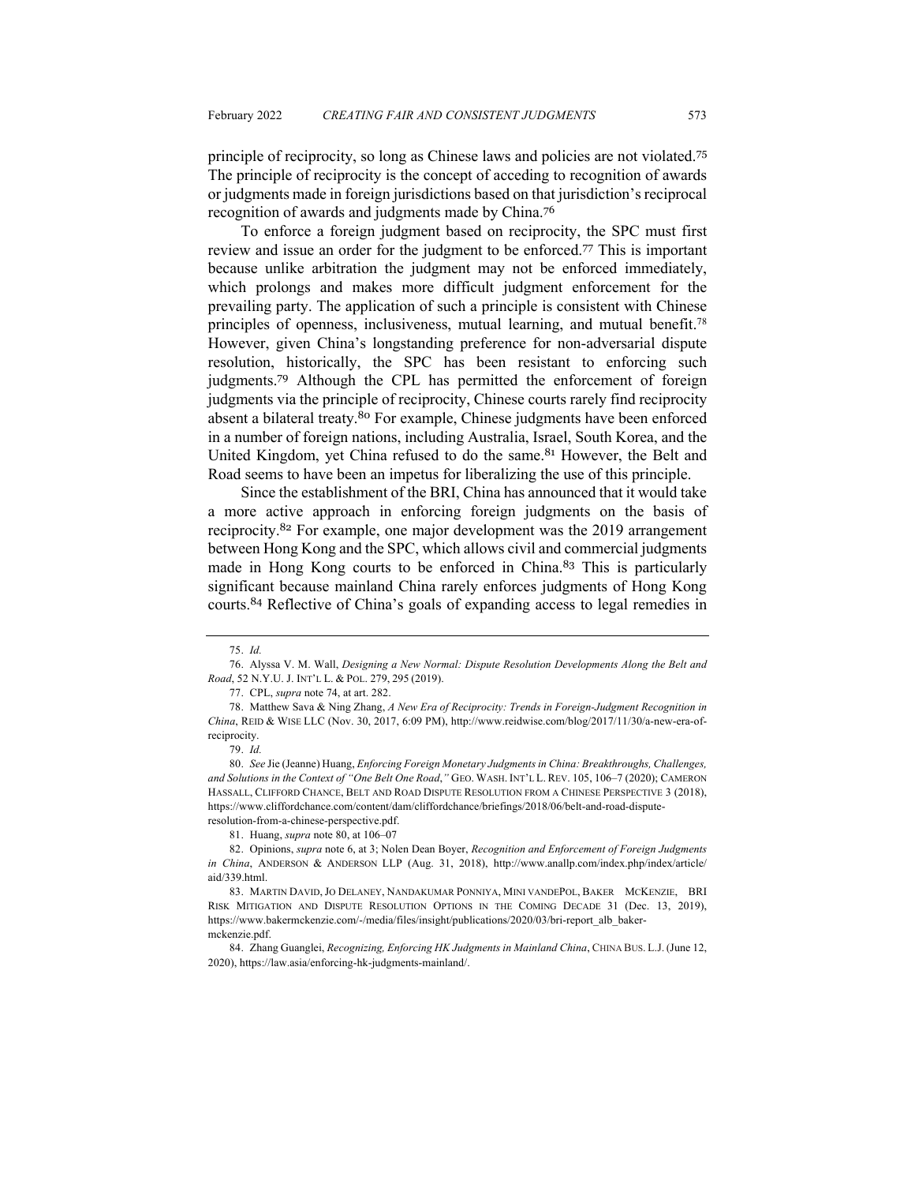principle of reciprocity, so long as Chinese laws and policies are not violated.[75] The principle of reciprocity is the concept of acceding to recognition of awards or judgments made in foreign jurisdictions based on that jurisdiction's reciprocal recognition of awards and judgments made by China.[76]

To enforce a foreign judgment based on reciprocity, the SPC must first review and issue an order for the judgment to be enforced.[77] This is important because unlike arbitration the judgment may not be enforced immediately, which prolongs and makes more difficult judgment enforcement for the prevailing party. The application of such a principle is consistent with Chinese principles of openness, inclusiveness, mutual learning, and mutual benefit.[78] However, given China's longstanding preference for non-adversarial dispute resolution, historically, the SPC has been resistant to enforcing such judgments.[79] Although the CPL has permitted the enforcement of foreign judgments via the principle of reciprocity, Chinese courts rarely find reciprocity absent a bilateral treaty.[80] For example, Chinese judgments have been enforced in a number of foreign nations, including Australia, Israel, South Korea, and the United Kingdom, yet China refused to do the same.[81] However, the Belt and Road seems to have been an impetus for liberalizing the use of this principle.

Since the establishment of the BRI, China has announced that it would take a more active approach in enforcing foreign judgments on the basis of reciprocity.[82] For example, one major development was the 2019 arrangement between Hong Kong and the SPC, which allows civil and commercial judgments made in Hong Kong courts to be enforced in China.[83] This is particularly significant because mainland China rarely enforces judgments of Hong Kong courts.[84] Reflective of China's goals of expanding access to legal remedies in

---

75. *Id.*

76. Alyssa V. M. Wall, *Designing a New Normal: Dispute Resolution Developments Along the Belt and Road*, 52 N.Y.U. J. INT'L L. & POL. 279, 295 (2019).

77. CPL, *supra* note 74, at art. 282.

78. Matthew Sava & Ning Zhang, *A New Era of Reciprocity: Trends in Foreign-Judgment Recognition in China*, REID & WISE LLC (Nov. 30, 2017, 6:09 PM), http://www.reidwise.com/blog/2017/11/30/a-new-era-of-reciprocity.

79. *Id.*

80. *See* Jie (Jeanne) Huang, *Enforcing Foreign Monetary Judgments in China: Breakthroughs, Challenges, and Solutions in the Context of "One Belt One Road*,*"* GEO. WASH. INT'L L. REV. 105, 106–7 (2020); CAMERON HASSALL, CLIFFORD CHANCE, BELT AND ROAD DISPUTE RESOLUTION FROM A CHINESE PERSPECTIVE 3 (2018), https://www.cliffordchance.com/content/dam/cliffordchance/briefings/2018/06/belt-and-road-dispute-resolution-from-a-chinese-perspective.pdf.

81. Huang, *supra* note 80, at 106–07

82. Opinions, *supra* note 6, at 3; Nolen Dean Boyer, *Recognition and Enforcement of Foreign Judgments in China*, ANDERSON & ANDERSON LLP (Aug. 31, 2018), http://www.anallp.com/index.php/index/article/aid/339.html.

83. MARTIN DAVID, JO DELANEY, NANDAKUMAR PONNIYA, MINI VANDEPOL, BAKER MCKENZIE, BRI RISK MITIGATION AND DISPUTE RESOLUTION OPTIONS IN THE COMING DECADE 31 (Dec. 13, 2019), https://www.bakermckenzie.com/-/media/files/insight/publications/2020/03/bri-report_alb_baker-mckenzie.pdf.

84. Zhang Guanglei, *Recognizing, Enforcing HK Judgments in Mainland China*, CHINA BUS. L.J. (June 12, 2020), https://law.asia/enforcing-hk-judgments-mainland/.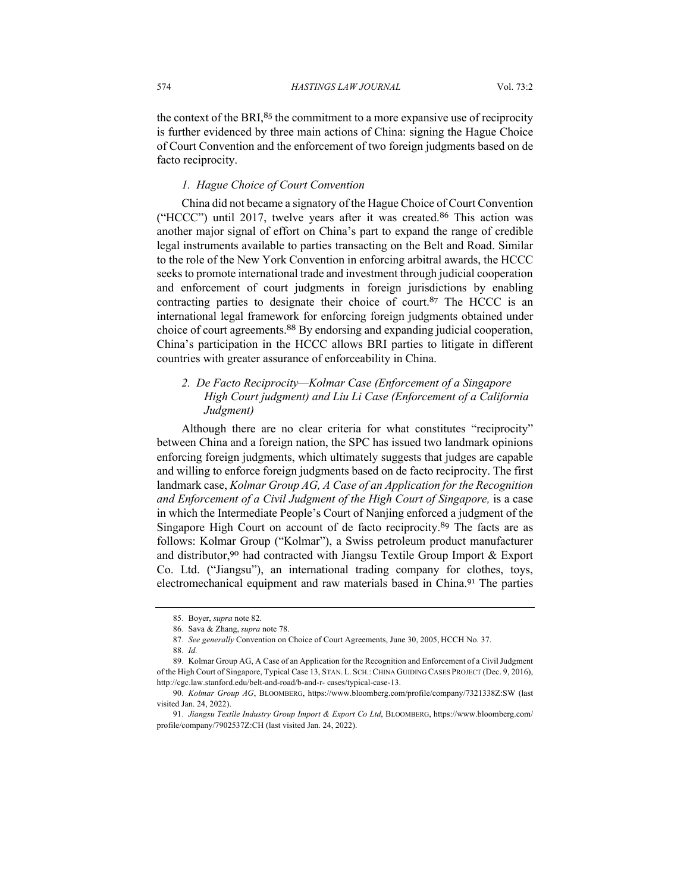the context of the BRI,[85] the commitment to a more expansive use of reciprocity is further evidenced by three main actions of China: signing the Hague Choice of Court Convention and the enforcement of two foreign judgments based on de facto reciprocity.

### *1. Hague Choice of Court Convention*

China did not became a signatory of the Hague Choice of Court Convention ("HCCC") until 2017, twelve years after it was created.[86] This action was another major signal of effort on China's part to expand the range of credible legal instruments available to parties transacting on the Belt and Road. Similar to the role of the New York Convention in enforcing arbitral awards, the HCCC seeks to promote international trade and investment through judicial cooperation and enforcement of court judgments in foreign jurisdictions by enabling contracting parties to designate their choice of court.[87] The HCCC is an international legal framework for enforcing foreign judgments obtained under choice of court agreements.[88] By endorsing and expanding judicial cooperation, China's participation in the HCCC allows BRI parties to litigate in different countries with greater assurance of enforceability in China.

### *2. De Facto Reciprocity—Kolmar Case (Enforcement of a Singapore High Court judgment) and Liu Li Case (Enforcement of a California Judgment)*

Although there are no clear criteria for what constitutes "reciprocity" between China and a foreign nation, the SPC has issued two landmark opinions enforcing foreign judgments, which ultimately suggests that judges are capable and willing to enforce foreign judgments based on de facto reciprocity. The first landmark case, *Kolmar Group AG, A Case of an Application for the Recognition and Enforcement of a Civil Judgment of the High Court of Singapore,* is a case in which the Intermediate People's Court of Nanjing enforced a judgment of the Singapore High Court on account of de facto reciprocity.[89] The facts are as follows: Kolmar Group ("Kolmar"), a Swiss petroleum product manufacturer and distributor,[90] had contracted with Jiangsu Textile Group Import & Export Co. Ltd. ("Jiangsu"), an international trading company for clothes, toys, electromechanical equipment and raw materials based in China.[91] The parties

---

85. Boyer, *supra* note 82.

86. Sava & Zhang, *supra* note 78.

87. *See generally* Convention on Choice of Court Agreements, June 30, 2005, HCCH No. 37.

88. *Id.*

89. Kolmar Group AG, A Case of an Application for the Recognition and Enforcement of a Civil Judgment of the High Court of Singapore, Typical Case 13, STAN. L. SCH.: CHINA GUIDING CASES PROJECT (Dec. 9, 2016), http://cgc.law.stanford.edu/belt-and-road/b-and-r- cases/typical-case-13.

90. *Kolmar Group AG*, BLOOMBERG, https://www.bloomberg.com/profile/company/7321338Z:SW (last visited Jan. 24, 2022).

91. *Jiangsu Textile Industry Group Import & Export Co Ltd*, BLOOMBERG, https://www.bloomberg.com/profile/company/7902537Z:CH (last visited Jan. 24, 2022).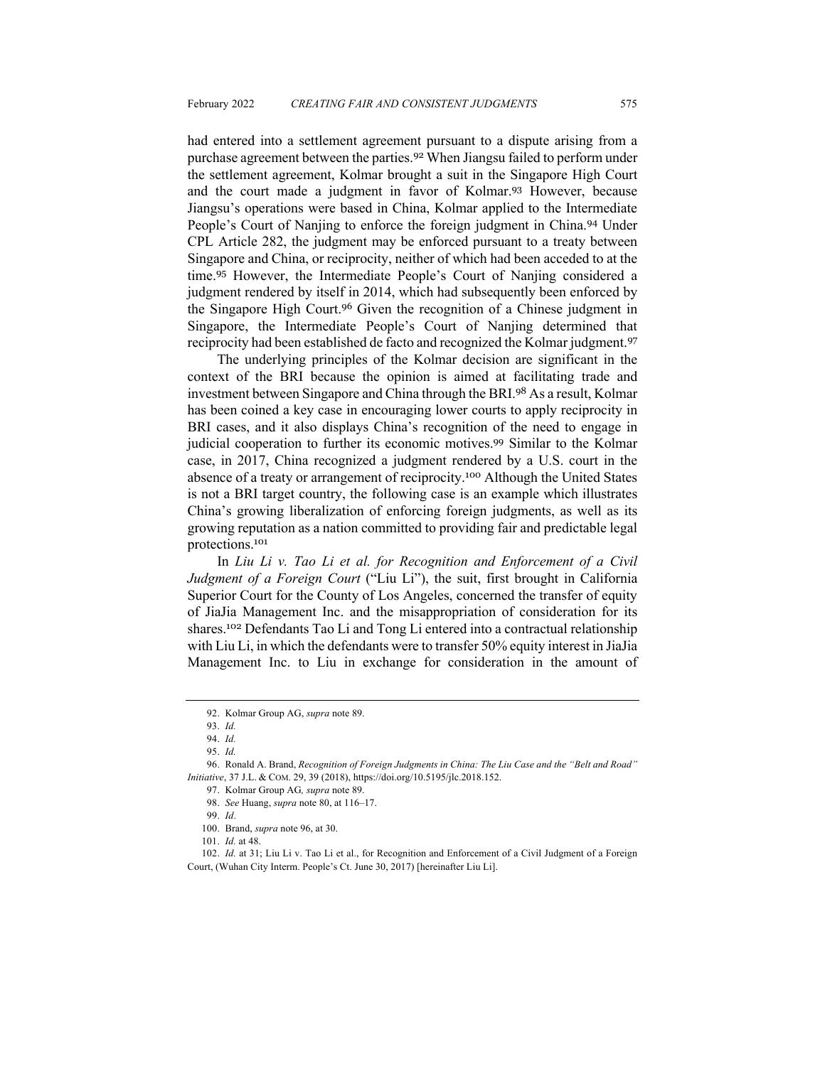had entered into a settlement agreement pursuant to a dispute arising from a purchase agreement between the parties.[92] When Jiangsu failed to perform under the settlement agreement, Kolmar brought a suit in the Singapore High Court and the court made a judgment in favor of Kolmar.[93] However, because Jiangsu's operations were based in China, Kolmar applied to the Intermediate People's Court of Nanjing to enforce the foreign judgment in China.[94] Under CPL Article 282, the judgment may be enforced pursuant to a treaty between Singapore and China, or reciprocity, neither of which had been acceded to at the time.[95] However, the Intermediate People's Court of Nanjing considered a judgment rendered by itself in 2014, which had subsequently been enforced by the Singapore High Court.[96] Given the recognition of a Chinese judgment in Singapore, the Intermediate People's Court of Nanjing determined that reciprocity had been established de facto and recognized the Kolmar judgment.[97]

The underlying principles of the Kolmar decision are significant in the context of the BRI because the opinion is aimed at facilitating trade and investment between Singapore and China through the BRI.[98] As a result, Kolmar has been coined a key case in encouraging lower courts to apply reciprocity in BRI cases, and it also displays China's recognition of the need to engage in judicial cooperation to further its economic motives.[99] Similar to the Kolmar case, in 2017, China recognized a judgment rendered by a U.S. court in the absence of a treaty or arrangement of reciprocity.[100] Although the United States is not a BRI target country, the following case is an example which illustrates China's growing liberalization of enforcing foreign judgments, as well as its growing reputation as a nation committed to providing fair and predictable legal protections.[101]

In *Liu Li v. Tao Li et al. for Recognition and Enforcement of a Civil Judgment of a Foreign Court* ("Liu Li"), the suit, first brought in California Superior Court for the County of Los Angeles, concerned the transfer of equity of JiaJia Management Inc. and the misappropriation of consideration for its shares.[102] Defendants Tao Li and Tong Li entered into a contractual relationship with Liu Li, in which the defendants were to transfer 50% equity interest in JiaJia Management Inc. to Liu in exchange for consideration in the amount of

---

92. Kolmar Group AG, *supra* note 89.

93. *Id.*

94. *Id.*

95. *Id.*

96. Ronald A. Brand, *Recognition of Foreign Judgments in China: The Liu Case and the "Belt and Road" Initiative*, 37 J.L. & COM. 29, 39 (2018), https://doi.org/10.5195/jlc.2018.152.

97. Kolmar Group AG*, supra* note 89.

98. *See* Huang, *supra* note 80, at 116–17.

99. *Id*.

100. Brand, *supra* note 96, at 30.

101. *Id.* at 48.

102. *Id.* at 31; Liu Li v. Tao Li et al., for Recognition and Enforcement of a Civil Judgment of a Foreign Court, (Wuhan City Interm. People's Ct. June 30, 2017) [hereinafter Liu Li].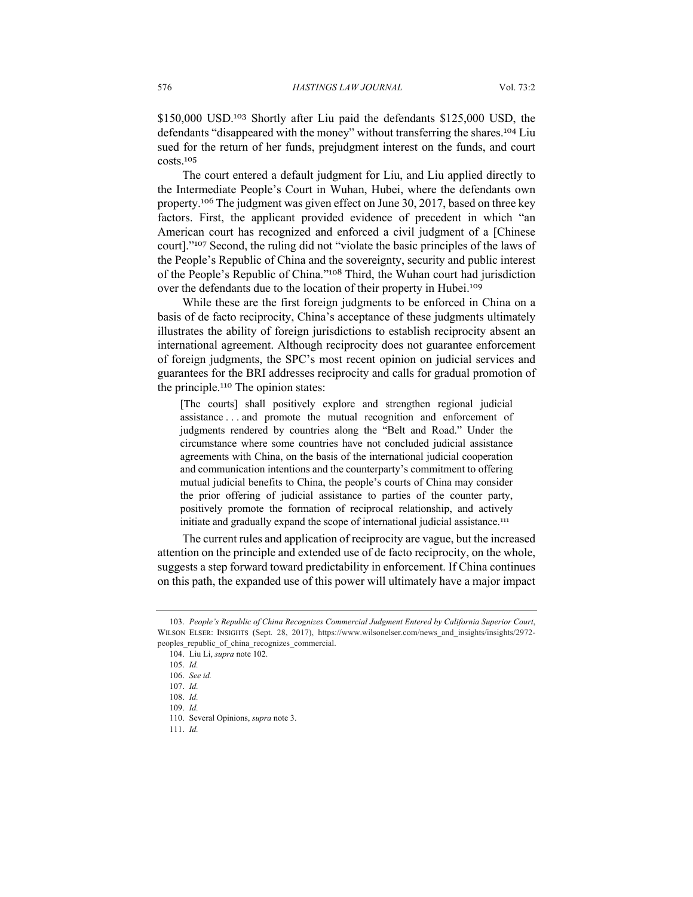$150,000 USD.[103] Shortly after Liu paid the defendants $125,000 USD, the defendants "disappeared with the money" without transferring the shares.[104] Liu sued for the return of her funds, prejudgment interest on the funds, and court costs.[105]

The court entered a default judgment for Liu, and Liu applied directly to the Intermediate People's Court in Wuhan, Hubei, where the defendants own property.[106] The judgment was given effect on June 30, 2017, based on three key factors. First, the applicant provided evidence of precedent in which "an American court has recognized and enforced a civil judgment of a [Chinese court]."[107] Second, the ruling did not "violate the basic principles of the laws of the People's Republic of China and the sovereignty, security and public interest of the People's Republic of China."[108] Third, the Wuhan court had jurisdiction over the defendants due to the location of their property in Hubei.[109]

While these are the first foreign judgments to be enforced in China on a basis of de facto reciprocity, China's acceptance of these judgments ultimately illustrates the ability of foreign jurisdictions to establish reciprocity absent an international agreement. Although reciprocity does not guarantee enforcement of foreign judgments, the SPC's most recent opinion on judicial services and guarantees for the BRI addresses reciprocity and calls for gradual promotion of the principle.[110] The opinion states:

> [The courts] shall positively explore and strengthen regional judicial assistance . . . and promote the mutual recognition and enforcement of judgments rendered by countries along the "Belt and Road." Under the circumstance where some countries have not concluded judicial assistance agreements with China, on the basis of the international judicial cooperation and communication intentions and the counterparty's commitment to offering mutual judicial benefits to China, the people's courts of China may consider the prior offering of judicial assistance to parties of the counter party, positively promote the formation of reciprocal relationship, and actively initiate and gradually expand the scope of international judicial assistance.[111]

The current rules and application of reciprocity are vague, but the increased attention on the principle and extended use of de facto reciprocity, on the whole, suggests a step forward toward predictability in enforcement. If China continues on this path, the expanded use of this power will ultimately have a major impact

---

103. *People's Republic of China Recognizes Commercial Judgment Entered by California Superior Court*, WILSON ELSER: INSIGHTS (Sept. 28, 2017), https://www.wilsonelser.com/news_and_insights/insights/2972-peoples_republic_of_china_recognizes_commercial.

104. Liu Li, *supra* note 102.

105. *Id.*

106. *See id.*

107. *Id.*

108. *Id.*

109. *Id.*

110. Several Opinions, *supra* note 3.

111. *Id.*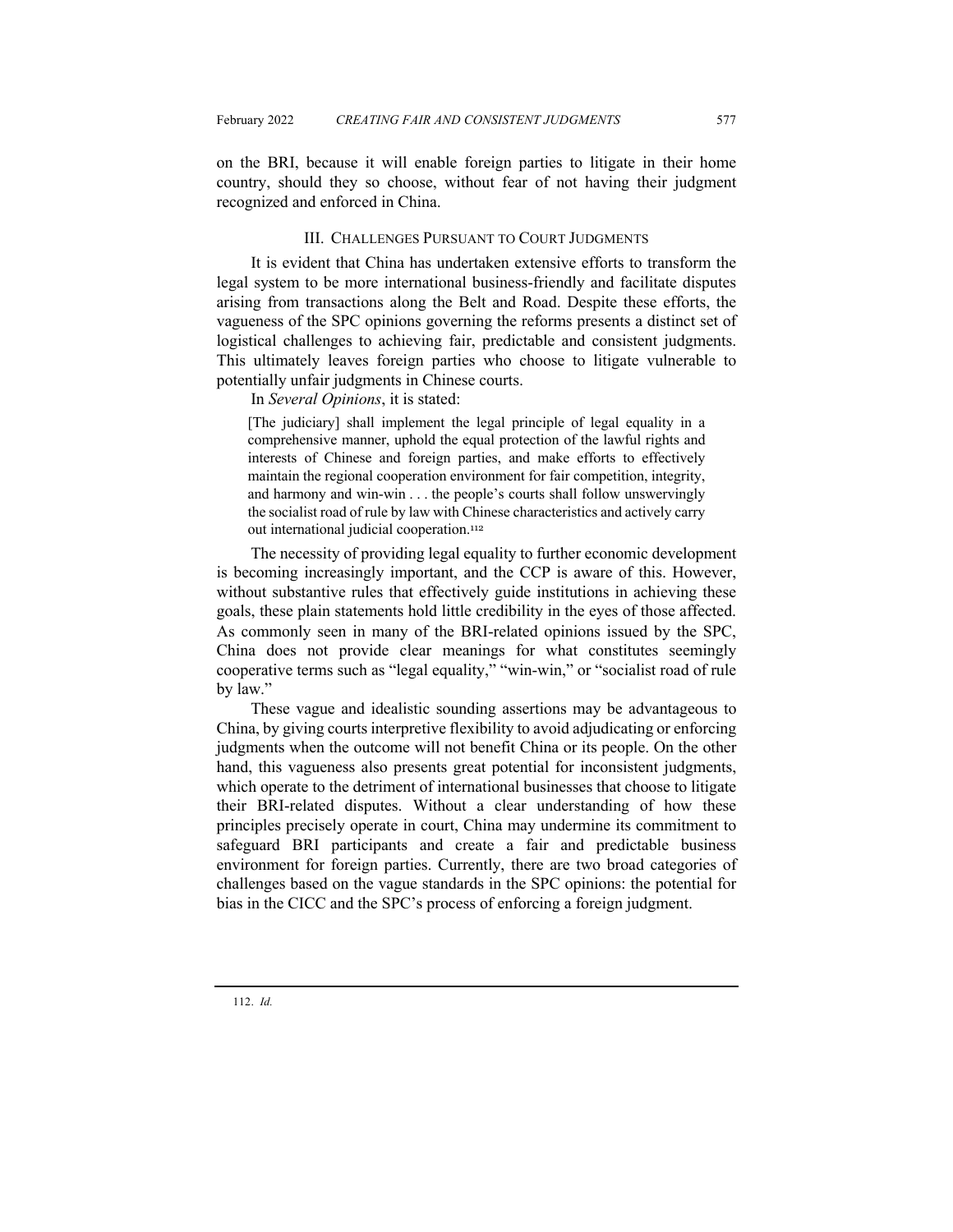on the BRI, because it will enable foreign parties to litigate in their home country, should they so choose, without fear of not having their judgment recognized and enforced in China.

## III. Challenges Pursuant to Court Judgments

It is evident that China has undertaken extensive efforts to transform the legal system to be more international business-friendly and facilitate disputes arising from transactions along the Belt and Road. Despite these efforts, the vagueness of the SPC opinions governing the reforms presents a distinct set of logistical challenges to achieving fair, predictable and consistent judgments. This ultimately leaves foreign parties who choose to litigate vulnerable to potentially unfair judgments in Chinese courts.

In *Several Opinions*, it is stated:

> [The judiciary] shall implement the legal principle of legal equality in a comprehensive manner, uphold the equal protection of the lawful rights and interests of Chinese and foreign parties, and make efforts to effectively maintain the regional cooperation environment for fair competition, integrity, and harmony and win-win . . . the people's courts shall follow unswervingly the socialist road of rule by law with Chinese characteristics and actively carry out international judicial cooperation.[112]

The necessity of providing legal equality to further economic development is becoming increasingly important, and the CCP is aware of this. However, without substantive rules that effectively guide institutions in achieving these goals, these plain statements hold little credibility in the eyes of those affected. As commonly seen in many of the BRI-related opinions issued by the SPC, China does not provide clear meanings for what constitutes seemingly cooperative terms such as "legal equality," "win-win," or "socialist road of rule by law."

These vague and idealistic sounding assertions may be advantageous to China, by giving courts interpretive flexibility to avoid adjudicating or enforcing judgments when the outcome will not benefit China or its people. On the other hand, this vagueness also presents great potential for inconsistent judgments, which operate to the detriment of international businesses that choose to litigate their BRI-related disputes. Without a clear understanding of how these principles precisely operate in court, China may undermine its commitment to safeguard BRI participants and create a fair and predictable business environment for foreign parties. Currently, there are two broad categories of challenges based on the vague standards in the SPC opinions: the potential for bias in the CICC and the SPC's process of enforcing a foreign judgment.

---

112. *Id.*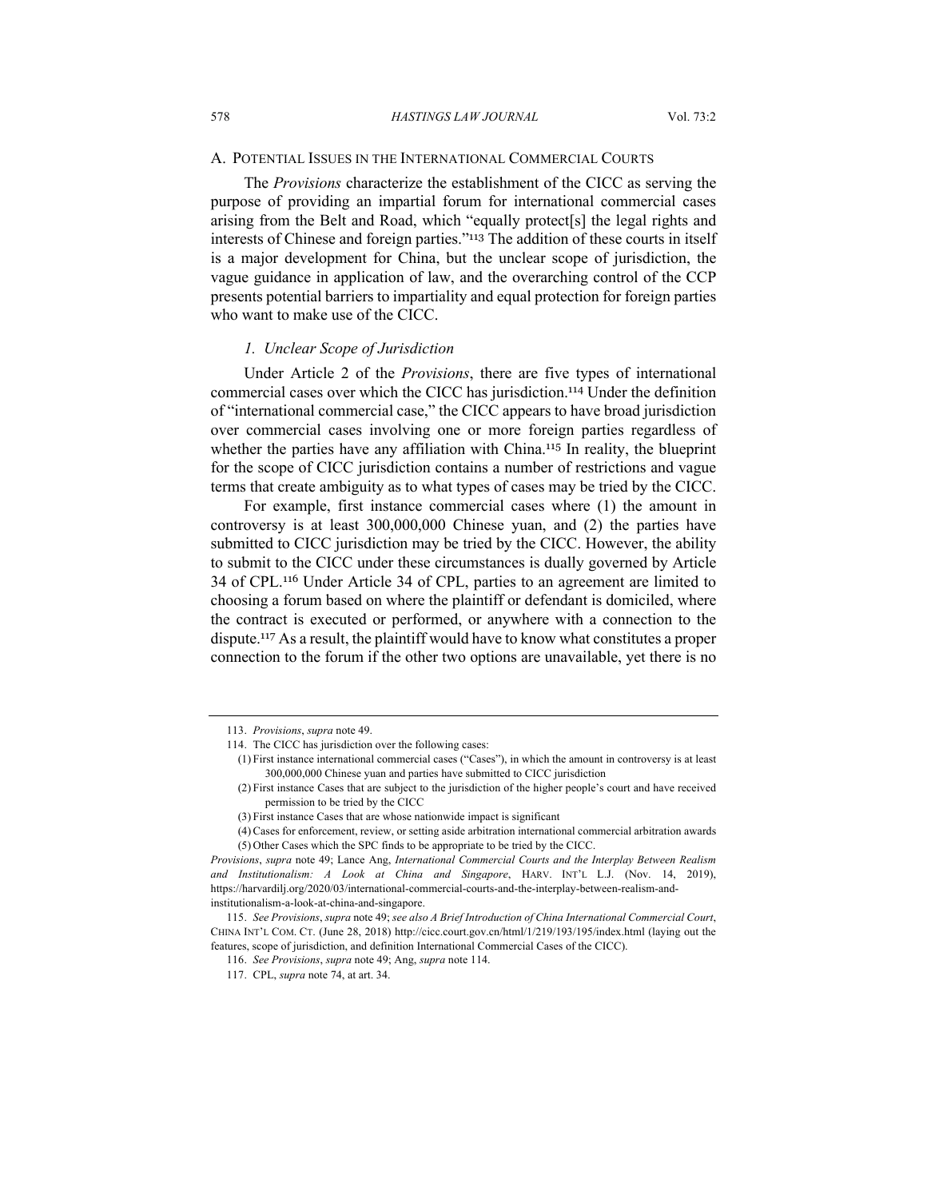### A. Potential Issues in the International Commercial Courts

The *Provisions* characterize the establishment of the CICC as serving the purpose of providing an impartial forum for international commercial cases arising from the Belt and Road, which "equally protect[s] the legal rights and interests of Chinese and foreign parties."[113] The addition of these courts in itself is a major development for China, but the unclear scope of jurisdiction, the vague guidance in application of law, and the overarching control of the CCP presents potential barriers to impartiality and equal protection for foreign parties who want to make use of the CICC.

#### *1. Unclear Scope of Jurisdiction*

Under Article 2 of the *Provisions*, there are five types of international commercial cases over which the CICC has jurisdiction.[114] Under the definition of "international commercial case," the CICC appears to have broad jurisdiction over commercial cases involving one or more foreign parties regardless of whether the parties have any affiliation with China.[115] In reality, the blueprint for the scope of CICC jurisdiction contains a number of restrictions and vague terms that create ambiguity as to what types of cases may be tried by the CICC.

For example, first instance commercial cases where (1) the amount in controversy is at least 300,000,000 Chinese yuan, and (2) the parties have submitted to CICC jurisdiction may be tried by the CICC. However, the ability to submit to the CICC under these circumstances is dually governed by Article 34 of CPL.[116] Under Article 34 of CPL, parties to an agreement are limited to choosing a forum based on where the plaintiff or defendant is domiciled, where the contract is executed or performed, or anywhere with a connection to the dispute.[117] As a result, the plaintiff would have to know what constitutes a proper connection to the forum if the other two options are unavailable, yet there is no

---

113. *Provisions*, *supra* note 49.

114. The CICC has jurisdiction over the following cases:

(1) First instance international commercial cases ("Cases"), in which the amount in controversy is at least 300,000,000 Chinese yuan and parties have submitted to CICC jurisdiction

(2) First instance Cases that are subject to the jurisdiction of the higher people's court and have received permission to be tried by the CICC

(3) First instance Cases that are whose nationwide impact is significant

(4) Cases for enforcement, review, or setting aside arbitration international commercial arbitration awards

(5) Other Cases which the SPC finds to be appropriate to be tried by the CICC.

*Provisions*, *supra* note 49; Lance Ang, *International Commercial Courts and the Interplay Between Realism and Institutionalism: A Look at China and Singapore*, HARV. INT'L L.J. (Nov. 14, 2019), https://harvardilj.org/2020/03/international-commercial-courts-and-the-interplay-between-realism-and-institutionalism-a-look-at-china-and-singapore.

115. *See Provisions*, *supra* note 49; *see also A Brief Introduction of China International Commercial Court*, CHINA INT'L COM. CT. (June 28, 2018) http://cicc.court.gov.cn/html/1/219/193/195/index.html (laying out the features, scope of jurisdiction, and definition International Commercial Cases of the CICC).

116. *See Provisions*, *supra* note 49; Ang, *supra* note 114.

117. CPL, *supra* note 74, at art. 34.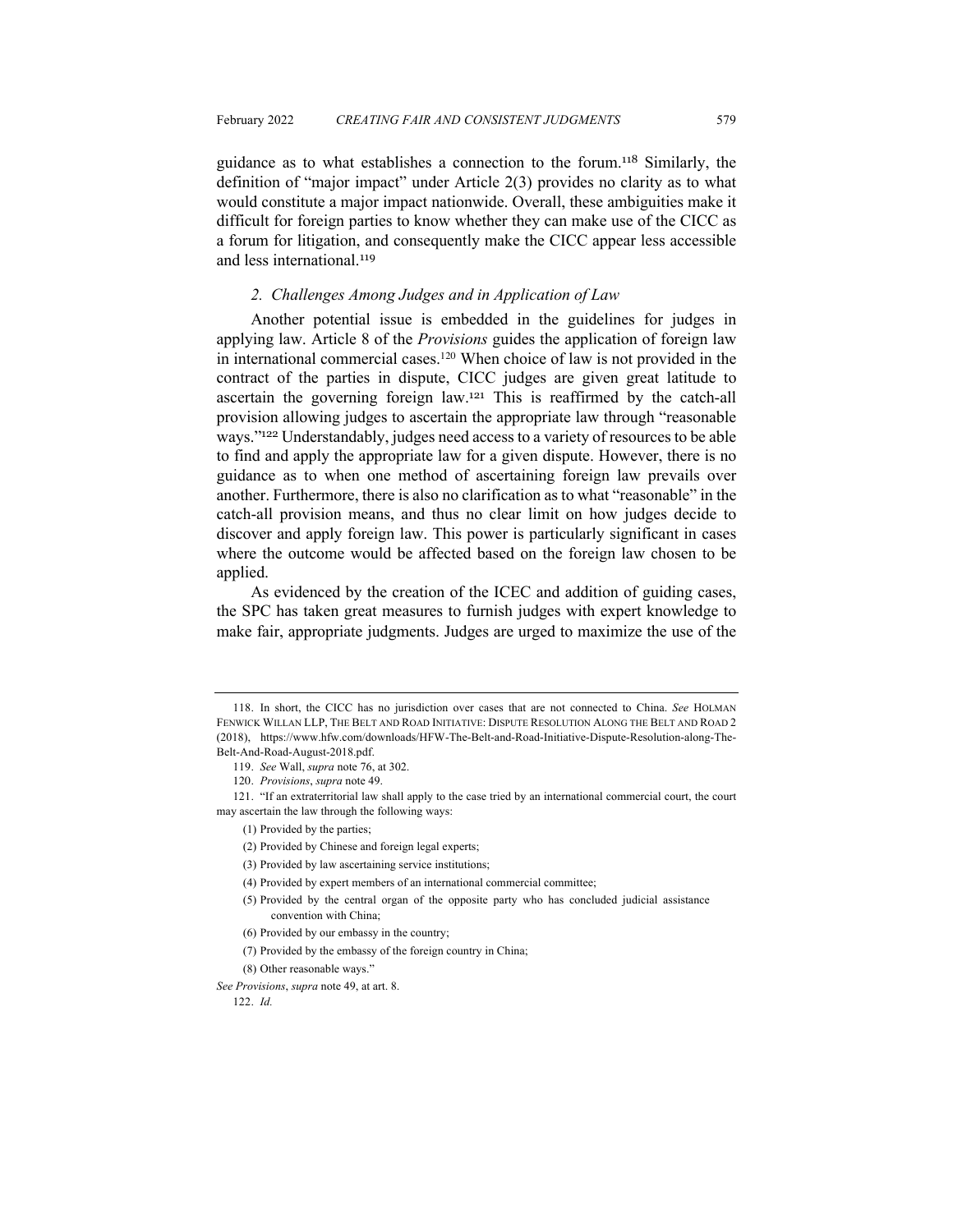guidance as to what establishes a connection to the forum.[118] Similarly, the definition of "major impact" under Article 2(3) provides no clarity as to what would constitute a major impact nationwide. Overall, these ambiguities make it difficult for foreign parties to know whether they can make use of the CICC as a forum for litigation, and consequently make the CICC appear less accessible and less international.[119]

### *2. Challenges Among Judges and in Application of Law*

Another potential issue is embedded in the guidelines for judges in applying law. Article 8 of the *Provisions* guides the application of foreign law in international commercial cases.[120] When choice of law is not provided in the contract of the parties in dispute, CICC judges are given great latitude to ascertain the governing foreign law.[121] This is reaffirmed by the catch-all provision allowing judges to ascertain the appropriate law through "reasonable ways."[122] Understandably, judges need access to a variety of resources to be able to find and apply the appropriate law for a given dispute. However, there is no guidance as to when one method of ascertaining foreign law prevails over another. Furthermore, there is also no clarification as to what "reasonable" in the catch-all provision means, and thus no clear limit on how judges decide to discover and apply foreign law. This power is particularly significant in cases where the outcome would be affected based on the foreign law chosen to be applied.

As evidenced by the creation of the ICEC and addition of guiding cases, the SPC has taken great measures to furnish judges with expert knowledge to make fair, appropriate judgments. Judges are urged to maximize the use of the

---

118. In short, the CICC has no jurisdiction over cases that are not connected to China. *See* HOLMAN FENWICK WILLAN LLP, THE BELT AND ROAD INITIATIVE: DISPUTE RESOLUTION ALONG THE BELT AND ROAD 2 (2018), https://www.hfw.com/downloads/HFW-The-Belt-and-Road-Initiative-Dispute-Resolution-along-The-Belt-And-Road-August-2018.pdf.

119. *See* Wall, *supra* note 76, at 302.

120. *Provisions*, *supra* note 49.

121. "If an extraterritorial law shall apply to the case tried by an international commercial court, the court may ascertain the law through the following ways:

(1) Provided by the parties;

(2) Provided by Chinese and foreign legal experts;

(3) Provided by law ascertaining service institutions;

(4) Provided by expert members of an international commercial committee;

(5) Provided by the central organ of the opposite party who has concluded judicial assistance convention with China;

(6) Provided by our embassy in the country;

(7) Provided by the embassy of the foreign country in China;

(8) Other reasonable ways."

*See Provisions*, *supra* note 49, at art. 8.

122. *Id.*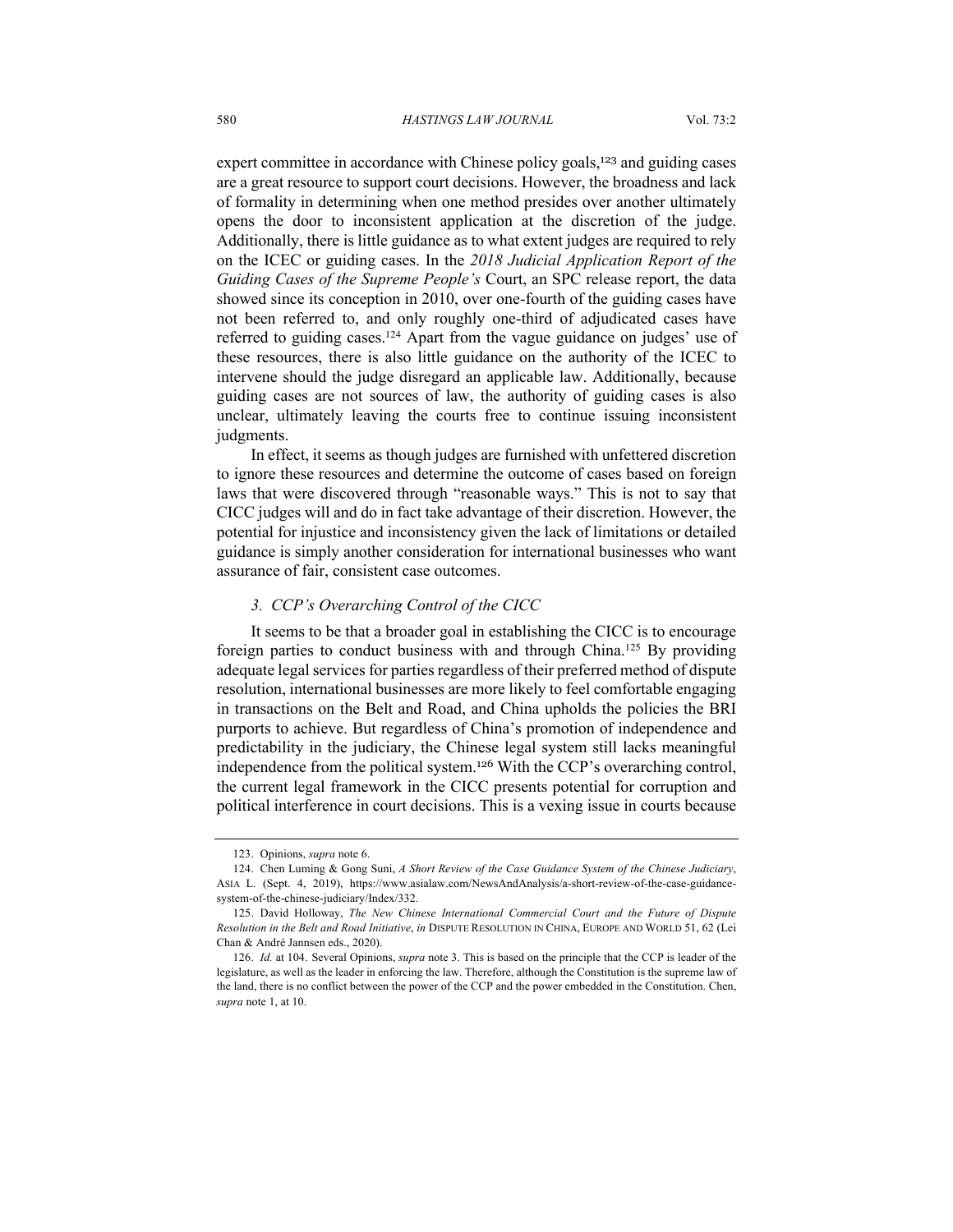expert committee in accordance with Chinese policy goals,[123] and guiding cases are a great resource to support court decisions. However, the broadness and lack of formality in determining when one method presides over another ultimately opens the door to inconsistent application at the discretion of the judge. Additionally, there is little guidance as to what extent judges are required to rely on the ICEC or guiding cases. In the *2018 Judicial Application Report of the Guiding Cases of the Supreme People's* Court, an SPC release report, the data showed since its conception in 2010, over one-fourth of the guiding cases have not been referred to, and only roughly one-third of adjudicated cases have referred to guiding cases.[124] Apart from the vague guidance on judges' use of these resources, there is also little guidance on the authority of the ICEC to intervene should the judge disregard an applicable law. Additionally, because guiding cases are not sources of law, the authority of guiding cases is also unclear, ultimately leaving the courts free to continue issuing inconsistent judgments.

In effect, it seems as though judges are furnished with unfettered discretion to ignore these resources and determine the outcome of cases based on foreign laws that were discovered through "reasonable ways." This is not to say that CICC judges will and do in fact take advantage of their discretion. However, the potential for injustice and inconsistency given the lack of limitations or detailed guidance is simply another consideration for international businesses who want assurance of fair, consistent case outcomes.

### *3. CCP's Overarching Control of the CICC*

It seems to be that a broader goal in establishing the CICC is to encourage foreign parties to conduct business with and through China.[125] By providing adequate legal services for parties regardless of their preferred method of dispute resolution, international businesses are more likely to feel comfortable engaging in transactions on the Belt and Road, and China upholds the policies the BRI purports to achieve. But regardless of China's promotion of independence and predictability in the judiciary, the Chinese legal system still lacks meaningful independence from the political system.[126] With the CCP's overarching control, the current legal framework in the CICC presents potential for corruption and political interference in court decisions. This is a vexing issue in courts because

---

123. Opinions, *supra* note 6.

124. Chen Luming & Gong Suni, *A Short Review of the Case Guidance System of the Chinese Judiciary*, ASIA L. (Sept. 4, 2019), https://www.asialaw.com/NewsAndAnalysis/a-short-review-of-the-case-guidance-system-of-the-chinese-judiciary/Index/332.

125. David Holloway, *The New Chinese International Commercial Court and the Future of Dispute Resolution in the Belt and Road Initiative*, *in* DISPUTE RESOLUTION IN CHINA, EUROPE AND WORLD 51, 62 (Lei Chan & André Jannsen eds., 2020).

126. *Id.* at 104. Several Opinions, *supra* note 3. This is based on the principle that the CCP is leader of the legislature, as well as the leader in enforcing the law. Therefore, although the Constitution is the supreme law of the land, there is no conflict between the power of the CCP and the power embedded in the Constitution. Chen, *supra* note 1, at 10.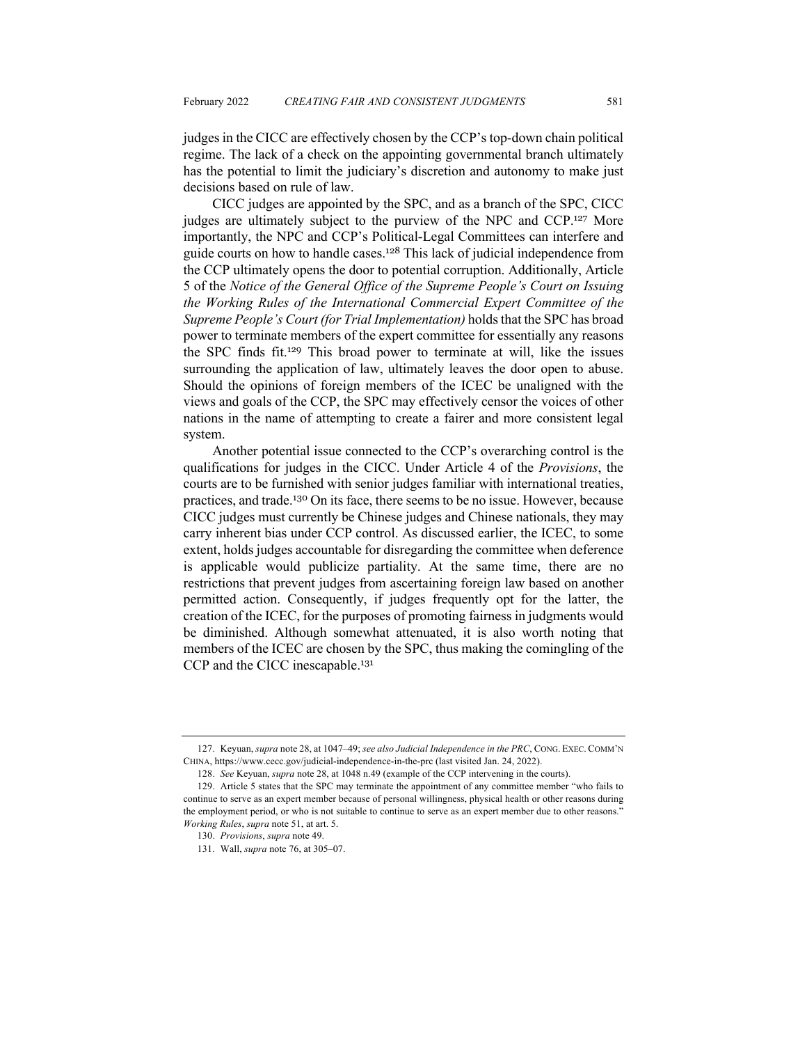judges in the CICC are effectively chosen by the CCP's top-down chain political regime. The lack of a check on the appointing governmental branch ultimately has the potential to limit the judiciary's discretion and autonomy to make just decisions based on rule of law.

CICC judges are appointed by the SPC, and as a branch of the SPC, CICC judges are ultimately subject to the purview of the NPC and CCP.[127] More importantly, the NPC and CCP's Political-Legal Committees can interfere and guide courts on how to handle cases.[128] This lack of judicial independence from the CCP ultimately opens the door to potential corruption. Additionally, Article 5 of the *Notice of the General Office of the Supreme People's Court on Issuing the Working Rules of the International Commercial Expert Committee of the Supreme People's Court (for Trial Implementation)* holds that the SPC has broad power to terminate members of the expert committee for essentially any reasons the SPC finds fit.[129] This broad power to terminate at will, like the issues surrounding the application of law, ultimately leaves the door open to abuse. Should the opinions of foreign members of the ICEC be unaligned with the views and goals of the CCP, the SPC may effectively censor the voices of other nations in the name of attempting to create a fairer and more consistent legal system.

Another potential issue connected to the CCP's overarching control is the qualifications for judges in the CICC. Under Article 4 of the *Provisions*, the courts are to be furnished with senior judges familiar with international treaties, practices, and trade.[130] On its face, there seems to be no issue. However, because CICC judges must currently be Chinese judges and Chinese nationals, they may carry inherent bias under CCP control. As discussed earlier, the ICEC, to some extent, holds judges accountable for disregarding the committee when deference is applicable would publicize partiality. At the same time, there are no restrictions that prevent judges from ascertaining foreign law based on another permitted action. Consequently, if judges frequently opt for the latter, the creation of the ICEC, for the purposes of promoting fairness in judgments would be diminished. Although somewhat attenuated, it is also worth noting that members of the ICEC are chosen by the SPC, thus making the comingling of the CCP and the CICC inescapable.[131]

---

127. Keyuan, *supra* note 28, at 1047–49; *see also Judicial Independence in the PRC*, CONG. EXEC. COMM'N CHINA, https://www.cecc.gov/judicial-independence-in-the-prc (last visited Jan. 24, 2022).

128. *See* Keyuan, *supra* note 28, at 1048 n.49 (example of the CCP intervening in the courts).

129. Article 5 states that the SPC may terminate the appointment of any committee member "who fails to continue to serve as an expert member because of personal willingness, physical health or other reasons during the employment period, or who is not suitable to continue to serve as an expert member due to other reasons." *Working Rules*, *supra* note 51, at art. 5.

130. *Provisions*, *supra* note 49.

131. Wall, *supra* note 76, at 305–07.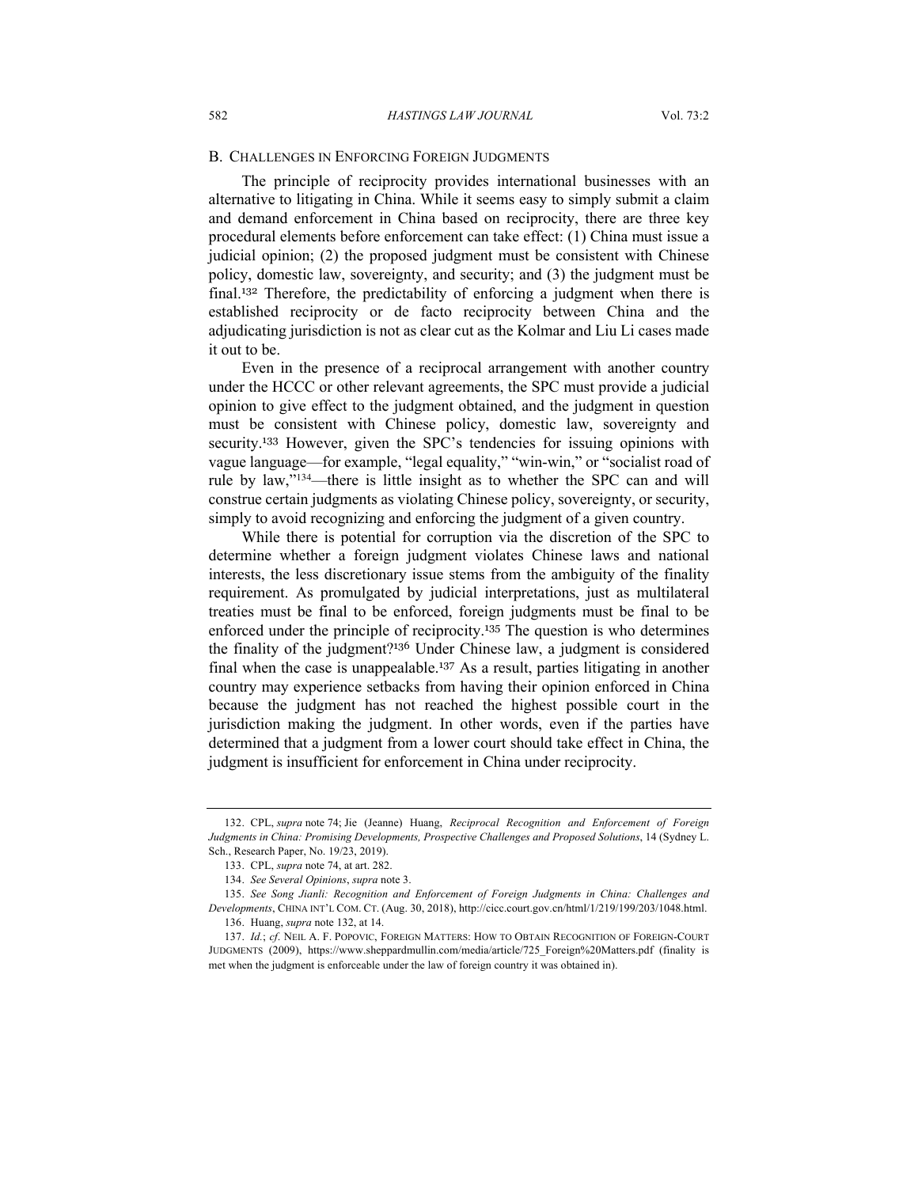## B. Challenges in Enforcing Foreign Judgments

The principle of reciprocity provides international businesses with an alternative to litigating in China. While it seems easy to simply submit a claim and demand enforcement in China based on reciprocity, there are three key procedural elements before enforcement can take effect: (1) China must issue a judicial opinion; (2) the proposed judgment must be consistent with Chinese policy, domestic law, sovereignty, and security; and (3) the judgment must be final.[132] Therefore, the predictability of enforcing a judgment when there is established reciprocity or de facto reciprocity between China and the adjudicating jurisdiction is not as clear cut as the Kolmar and Liu Li cases made it out to be.

Even in the presence of a reciprocal arrangement with another country under the HCCC or other relevant agreements, the SPC must provide a judicial opinion to give effect to the judgment obtained, and the judgment in question must be consistent with Chinese policy, domestic law, sovereignty and security.[133] However, given the SPC's tendencies for issuing opinions with vague language—for example, "legal equality," "win-win," or "socialist road of rule by law,"[134]—there is little insight as to whether the SPC can and will construe certain judgments as violating Chinese policy, sovereignty, or security, simply to avoid recognizing and enforcing the judgment of a given country.

While there is potential for corruption via the discretion of the SPC to determine whether a foreign judgment violates Chinese laws and national interests, the less discretionary issue stems from the ambiguity of the finality requirement. As promulgated by judicial interpretations, just as multilateral treaties must be final to be enforced, foreign judgments must be final to be enforced under the principle of reciprocity.[135] The question is who determines the finality of the judgment?[136] Under Chinese law, a judgment is considered final when the case is unappealable.[137] As a result, parties litigating in another country may experience setbacks from having their opinion enforced in China because the judgment has not reached the highest possible court in the jurisdiction making the judgment. In other words, even if the parties have determined that a judgment from a lower court should take effect in China, the judgment is insufficient for enforcement in China under reciprocity.

---

132. CPL, *supra* note 74; Jie (Jeanne) Huang, *Reciprocal Recognition and Enforcement of Foreign Judgments in China: Promising Developments, Prospective Challenges and Proposed Solutions*, 14 (Sydney L. Sch., Research Paper, No. 19/23, 2019).

133. CPL, *supra* note 74, at art. 282.

134. *See Several Opinions*, *supra* note 3.

135. *See Song Jianli: Recognition and Enforcement of Foreign Judgments in China: Challenges and Developments*, CHINA INT'L COM. CT. (Aug. 30, 2018), http://cicc.court.gov.cn/html/1/219/199/203/1048.html.

136. Huang, *supra* note 132, at 14.

137. *Id.*; *cf.* NEIL A. F. POPOVIC, FOREIGN MATTERS: HOW TO OBTAIN RECOGNITION OF FOREIGN-COURT JUDGMENTS (2009), https://www.sheppardmullin.com/media/article/725_Foreign%20Matters.pdf (finality is met when the judgment is enforceable under the law of foreign country it was obtained in).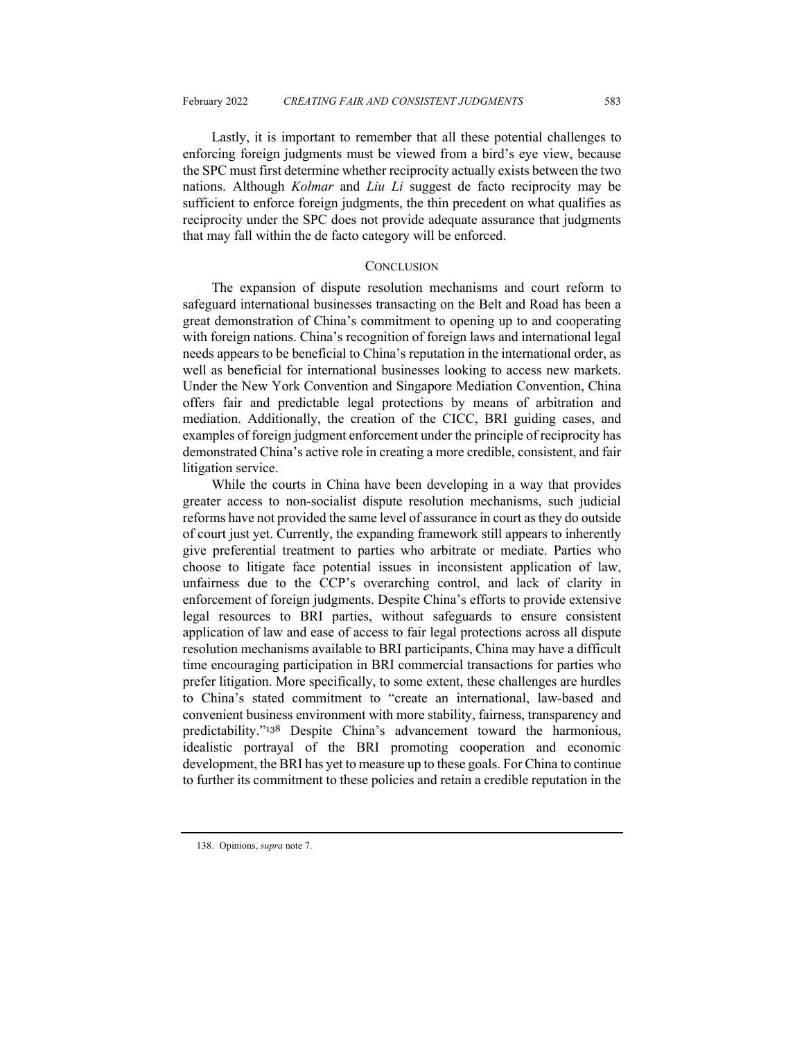Lastly, it is important to remember that all these potential challenges to enforcing foreign judgments must be viewed from a bird's eye view, because the SPC must first determine whether reciprocity actually exists between the two nations. Although *Kolmar* and *Liu Li* suggest de facto reciprocity may be sufficient to enforce foreign judgments, the thin precedent on what qualifies as reciprocity under the SPC does not provide adequate assurance that judgments that may fall within the de facto category will be enforced.

## CONCLUSION

The expansion of dispute resolution mechanisms and court reform to safeguard international businesses transacting on the Belt and Road has been a great demonstration of China's commitment to opening up to and cooperating with foreign nations. China's recognition of foreign laws and international legal needs appears to be beneficial to China's reputation in the international order, as well as beneficial for international businesses looking to access new markets. Under the New York Convention and Singapore Mediation Convention, China offers fair and predictable legal protections by means of arbitration and mediation. Additionally, the creation of the CICC, BRI guiding cases, and examples of foreign judgment enforcement under the principle of reciprocity has demonstrated China's active role in creating a more credible, consistent, and fair litigation service.

While the courts in China have been developing in a way that provides greater access to non-socialist dispute resolution mechanisms, such judicial reforms have not provided the same level of assurance in court as they do outside of court just yet. Currently, the expanding framework still appears to inherently give preferential treatment to parties who arbitrate or mediate. Parties who choose to litigate face potential issues in inconsistent application of law, unfairness due to the CCP's overarching control, and lack of clarity in enforcement of foreign judgments. Despite China's efforts to provide extensive legal resources to BRI parties, without safeguards to ensure consistent application of law and ease of access to fair legal protections across all dispute resolution mechanisms available to BRI participants, China may have a difficult time encouraging participation in BRI commercial transactions for parties who prefer litigation. More specifically, to some extent, these challenges are hurdles to China's stated commitment to "create an international, law-based and convenient business environment with more stability, fairness, transparency and predictability."[138] Despite China's advancement toward the harmonious, idealistic portrayal of the BRI promoting cooperation and economic development, the BRI has yet to measure up to these goals. For China to continue to further its commitment to these policies and retain a credible reputation in the

138. Opinions, *supra* note 7.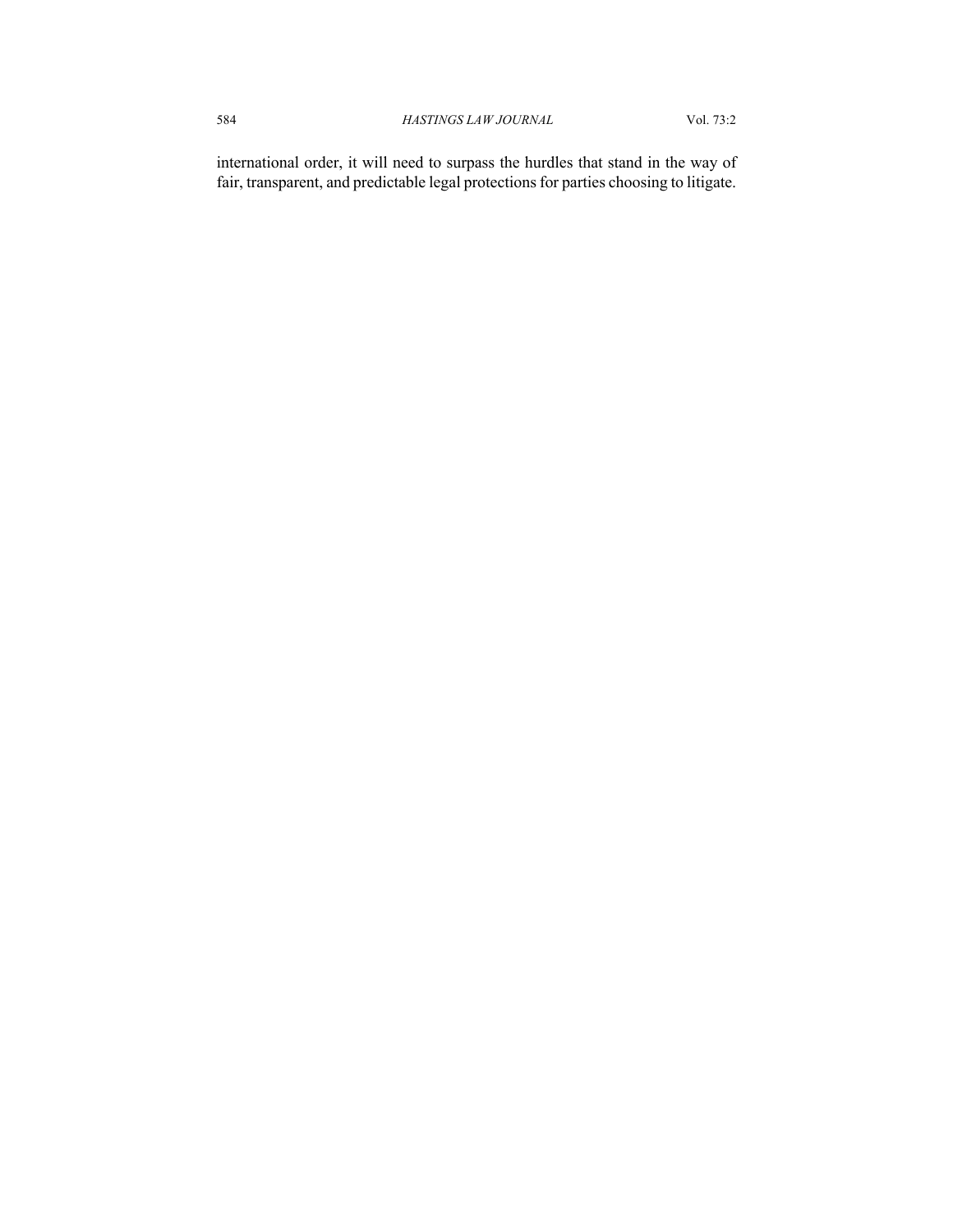international order, it will need to surpass the hurdles that stand in the way of fair, transparent, and predictable legal protections for parties choosing to litigate.